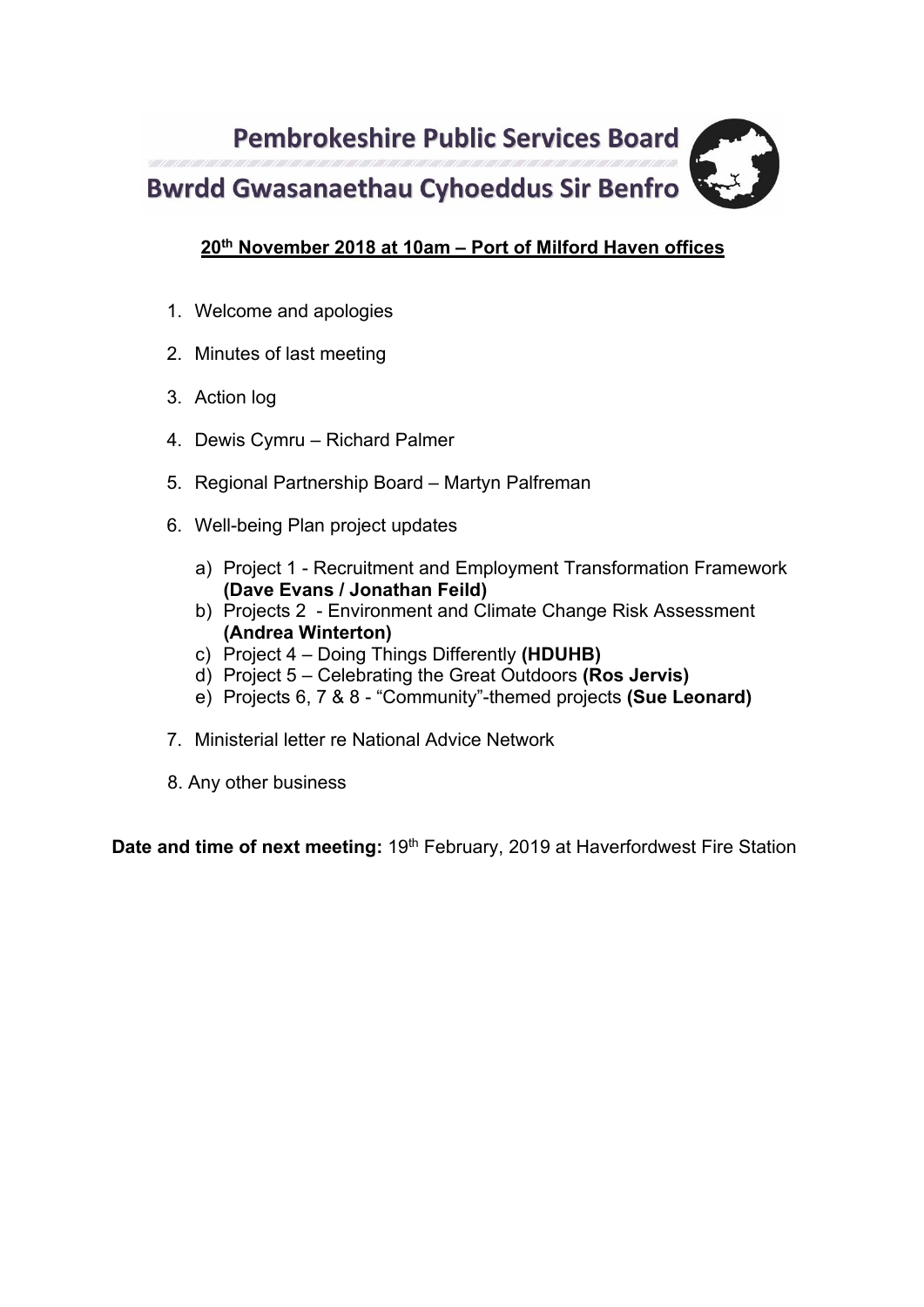# Pembrokeshire Public Services Board

# Bwrdd Gwasanaethau Cyhoeddus Sir Benfro

**20th November 2018 at 10am – Port of Milford Haven offices**

1. Welcome and apologies
2. Minutes of last meeting
3. Action log
4. Dewis Cymru – Richard Palmer
5. Regional Partnership Board – Martyn Palfreman
6. Well-being Plan project updates
   a) Project 1 - Recruitment and Employment Transformation Framework **(Dave Evans / Jonathan Feild)**
   b) Projects 2 - Environment and Climate Change Risk Assessment **(Andrea Winterton)**
   c) Project 4 – Doing Things Differently **(HDUHB)**
   d) Project 5 – Celebrating the Great Outdoors **(Ros Jervis)**
   e) Projects 6, 7 & 8 - "Community"-themed projects **(Sue Leonard)**
7. Ministerial letter re National Advice Network
8. Any other business

**Date and time of next meeting:** 19th February, 2019 at Haverfordwest Fire Station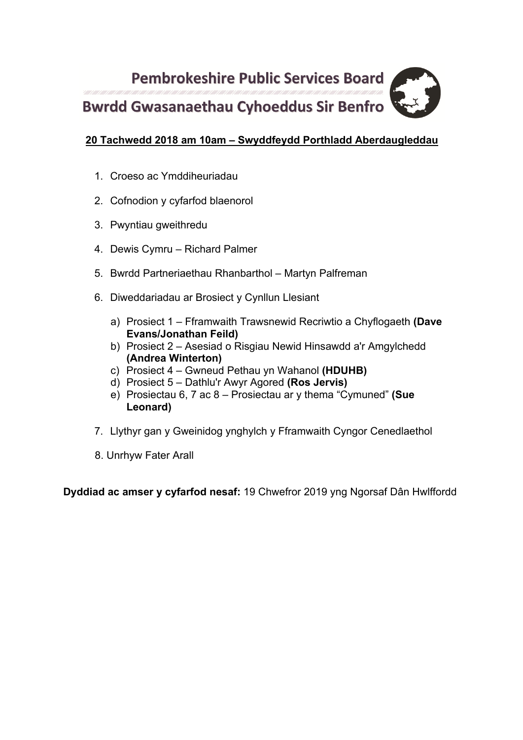# Pembrokeshire Public Services Board

# Bwrdd Gwasanaethau Cyhoeddus Sir Benfro

**20 Tachwedd 2018 am 10am – Swyddfeydd Porthladd Aberdaugleddau**

1. Croeso ac Ymddiheuriadau
2. Cofnodion y cyfarfod blaenorol
3. Pwyntiau gweithredu
4. Dewis Cymru – Richard Palmer
5. Bwrdd Partneriaethau Rhanbarthol – Martyn Palfreman
6. Diweddariadau ar Brosiect y Cynllun Llesiant
   a) Prosiect 1 – Fframwaith Trawsnewid Recriwtio a Chyflogaeth **(Dave Evans/Jonathan Feild)**
   b) Prosiect 2 – Asesiad o Risgiau Newid Hinsawdd a'r Amgylchedd **(Andrea Winterton)**
   c) Prosiect 4 – Gwneud Pethau yn Wahanol **(HDUHB)**
   d) Prosiect 5 – Dathlu'r Awyr Agored **(Ros Jervis)**
   e) Prosiectau 6, 7 ac 8 – Prosiectau ar y thema "Cymuned" **(Sue Leonard)**
7. Llythyr gan y Gweinidog ynghylch y Fframwaith Cyngor Cenedlaethol
8. Unrhyw Fater Arall

**Dyddiad ac amser y cyfarfod nesaf:** 19 Chwefror 2019 yng Ngorsaf Dân Hwlffordd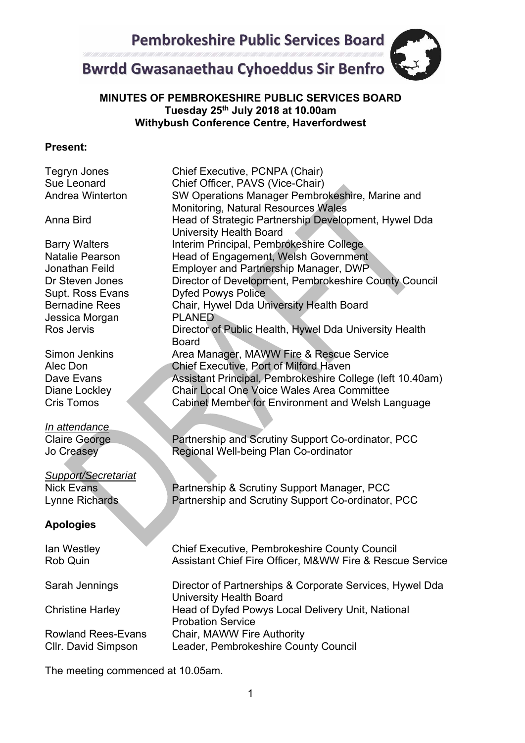# Pembrokeshire Public Services Board

# Bwrdd Gwasanaethau Cyhoeddus Sir Benfro

**MINUTES OF PEMBROKESHIRE PUBLIC SERVICES BOARD**
**Tuesday 25th July 2018 at 10.00am**
**Withybush Conference Centre, Haverfordwest**

**Present:**

| | |
|---|---|
| Tegryn Jones | Chief Executive, PCNPA (Chair) |
| Sue Leonard | Chief Officer, PAVS (Vice-Chair) |
| Andrea Winterton | SW Operations Manager Pembrokeshire, Marine and Monitoring, Natural Resources Wales |
| Anna Bird | Head of Strategic Partnership Development, Hywel Dda University Health Board |
| Barry Walters | Interim Principal, Pembrokeshire College |
| Natalie Pearson | Head of Engagement, Welsh Government |
| Jonathan Feild | Employer and Partnership Manager, DWP |
| Dr Steven Jones | Director of Development, Pembrokeshire County Council |
| Supt. Ross Evans | Dyfed Powys Police |
| Bernadine Rees | Chair, Hywel Dda University Health Board |
| Jessica Morgan | PLANED |
| Ros Jervis | Director of Public Health, Hywel Dda University Health Board |
| Simon Jenkins | Area Manager, MAWW Fire & Rescue Service |
| Alec Don | Chief Executive, Port of Milford Haven |
| Dave Evans | Assistant Principal, Pembrokeshire College (left 10.40am) |
| Diane Lockley | Chair Local One Voice Wales Area Committee |
| Cris Tomos | Cabinet Member for Environment and Welsh Language |

*In attendance*

| | |
|---|---|
| Claire George | Partnership and Scrutiny Support Co-ordinator, PCC |
| Jo Creasey | Regional Well-being Plan Co-ordinator |

*Support/Secretariat*

| | |
|---|---|
| Nick Evans | Partnership & Scrutiny Support Manager, PCC |
| Lynne Richards | Partnership and Scrutiny Support Co-ordinator, PCC |

**Apologies**

| | |
|---|---|
| Ian Westley | Chief Executive, Pembrokeshire County Council |
| Rob Quin | Assistant Chief Fire Officer, M&WW Fire & Rescue Service |
| Sarah Jennings | Director of Partnerships & Corporate Services, Hywel Dda University Health Board |
| Christine Harley | Head of Dyfed Powys Local Delivery Unit, National Probation Service |
| Rowland Rees-Evans | Chair, MAWW Fire Authority |
| Cllr. David Simpson | Leader, Pembrokeshire County Council |

The meeting commenced at 10.05am.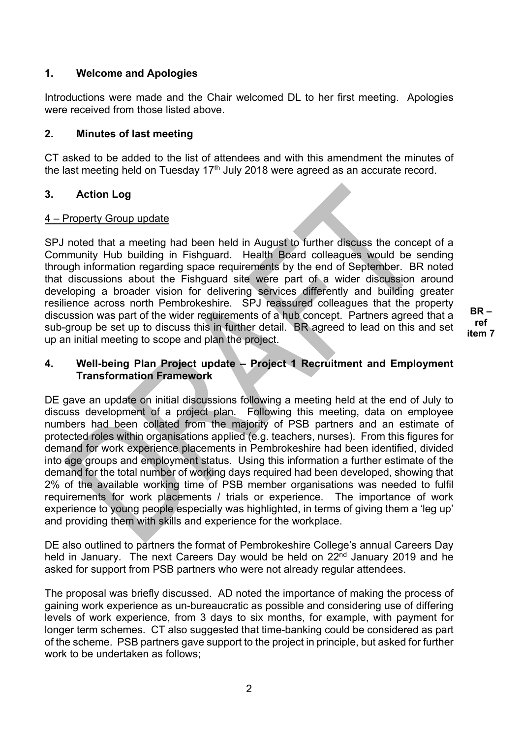## 1. Welcome and Apologies

Introductions were made and the Chair welcomed DL to her first meeting. Apologies were received from those listed above.

## 2. Minutes of last meeting

CT asked to be added to the list of attendees and with this amendment the minutes of the last meeting held on Tuesday 17th July 2018 were agreed as an accurate record.

## 3. Action Log

4 – Property Group update

SPJ noted that a meeting had been held in August to further discuss the concept of a Community Hub building in Fishguard. Health Board colleagues would be sending through information regarding space requirements by the end of September. BR noted that discussions about the Fishguard site were part of a wider discussion around developing a broader vision for delivering services differently and building greater resilience across north Pembrokeshire. SPJ reassured colleagues that the property discussion was part of the wider requirements of a hub concept. Partners agreed that a sub-group be set up to discuss this in further detail. BR agreed to lead on this and set up an initial meeting to scope and plan the project.

**BR – ref item 7**

## 4. Well-being Plan Project update – Project 1 Recruitment and Employment Transformation Framework

DE gave an update on initial discussions following a meeting held at the end of July to discuss development of a project plan. Following this meeting, data on employee numbers had been collated from the majority of PSB partners and an estimate of protected roles within organisations applied (e.g. teachers, nurses). From this figures for demand for work experience placements in Pembrokeshire had been identified, divided into age groups and employment status. Using this information a further estimate of the demand for the total number of working days required had been developed, showing that 2% of the available working time of PSB member organisations was needed to fulfil requirements for work placements / trials or experience. The importance of work experience to young people especially was highlighted, in terms of giving them a 'leg up' and providing them with skills and experience for the workplace.

DE also outlined to partners the format of Pembrokeshire College's annual Careers Day held in January. The next Careers Day would be held on 22nd January 2019 and he asked for support from PSB partners who were not already regular attendees.

The proposal was briefly discussed. AD noted the importance of making the process of gaining work experience as un-bureaucratic as possible and considering use of differing levels of work experience, from 3 days to six months, for example, with payment for longer term schemes. CT also suggested that time-banking could be considered as part of the scheme. PSB partners gave support to the project in principle, but asked for further work to be undertaken as follows;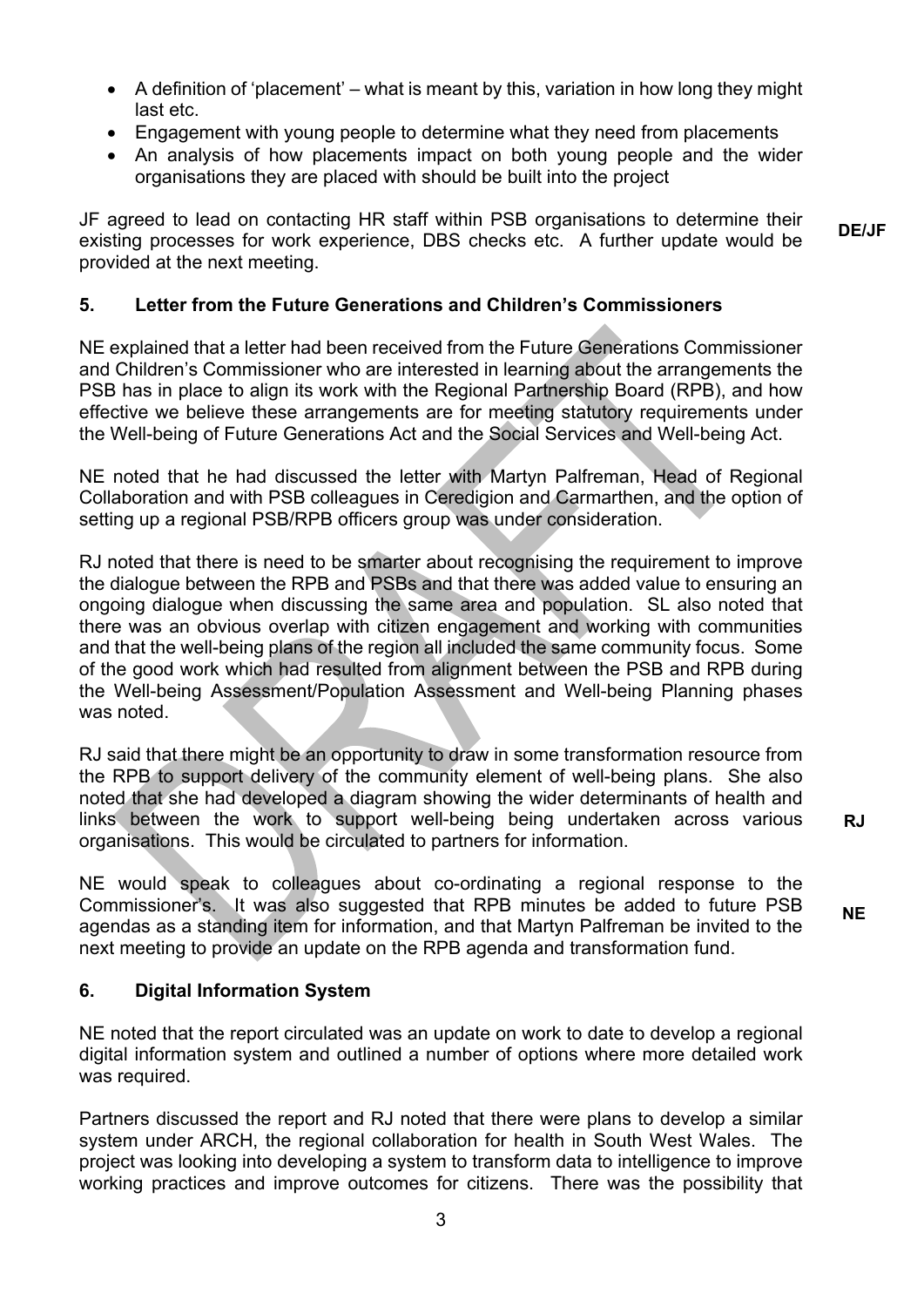- A definition of 'placement' – what is meant by this, variation in how long they might last etc.
- Engagement with young people to determine what they need from placements
- An analysis of how placements impact on both young people and the wider organisations they are placed with should be built into the project

JF agreed to lead on contacting HR staff within PSB organisations to determine their existing processes for work experience, DBS checks etc. A further update would be provided at the next meeting. **DE/JF**

## 5. Letter from the Future Generations and Children's Commissioners

NE explained that a letter had been received from the Future Generations Commissioner and Children's Commissioner who are interested in learning about the arrangements the PSB has in place to align its work with the Regional Partnership Board (RPB), and how effective we believe these arrangements are for meeting statutory requirements under the Well-being of Future Generations Act and the Social Services and Well-being Act.

NE noted that he had discussed the letter with Martyn Palfreman, Head of Regional Collaboration and with PSB colleagues in Ceredigion and Carmarthen, and the option of setting up a regional PSB/RPB officers group was under consideration.

RJ noted that there is need to be smarter about recognising the requirement to improve the dialogue between the RPB and PSBs and that there was added value to ensuring an ongoing dialogue when discussing the same area and population. SL also noted that there was an obvious overlap with citizen engagement and working with communities and that the well-being plans of the region all included the same community focus. Some of the good work which had resulted from alignment between the PSB and RPB during the Well-being Assessment/Population Assessment and Well-being Planning phases was noted.

RJ said that there might be an opportunity to draw in some transformation resource from the RPB to support delivery of the community element of well-being plans. She also noted that she had developed a diagram showing the wider determinants of health and links between the work to support well-being being undertaken across various organisations. This would be circulated to partners for information. **RJ**

NE would speak to colleagues about co-ordinating a regional response to the Commissioner's. It was also suggested that RPB minutes be added to future PSB agendas as a standing item for information, and that Martyn Palfreman be invited to the next meeting to provide an update on the RPB agenda and transformation fund. **NE**

## 6. Digital Information System

NE noted that the report circulated was an update on work to date to develop a regional digital information system and outlined a number of options where more detailed work was required.

Partners discussed the report and RJ noted that there were plans to develop a similar system under ARCH, the regional collaboration for health in South West Wales. The project was looking into developing a system to transform data to intelligence to improve working practices and improve outcomes for citizens. There was the possibility that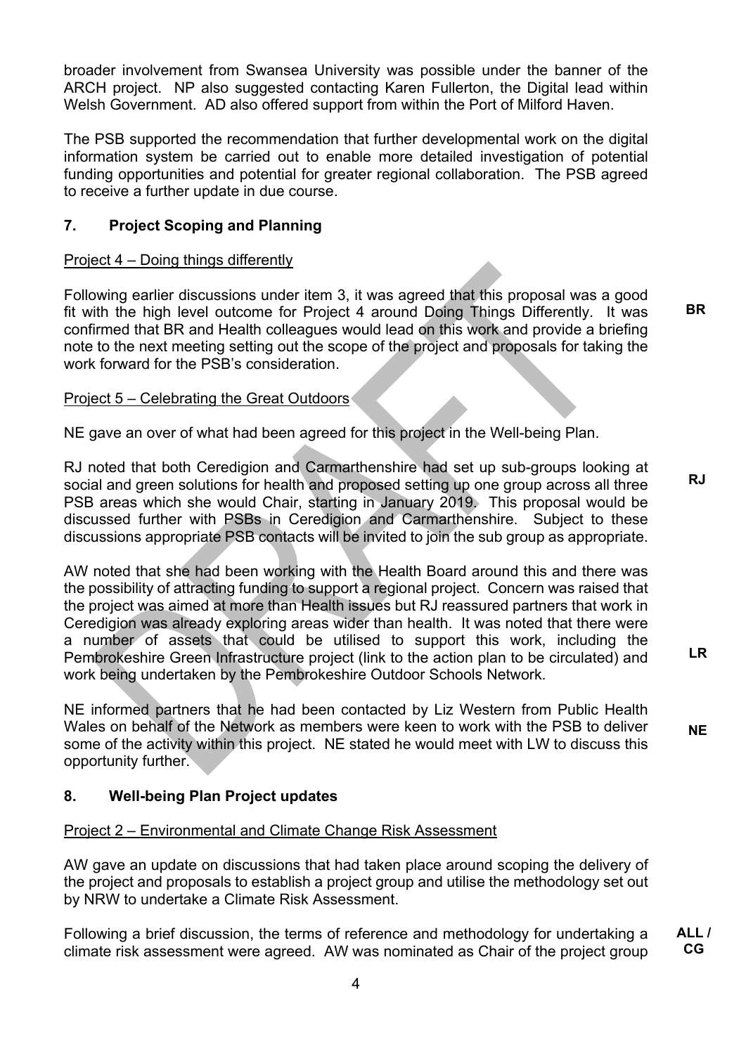broader involvement from Swansea University was possible under the banner of the ARCH project. NP also suggested contacting Karen Fullerton, the Digital lead within Welsh Government. AD also offered support from within the Port of Milford Haven.

The PSB supported the recommendation that further developmental work on the digital information system be carried out to enable more detailed investigation of potential funding opportunities and potential for greater regional collaboration. The PSB agreed to receive a further update in due course.

## 7. Project Scoping and Planning

Project 4 – Doing things differently

Following earlier discussions under item 3, it was agreed that this proposal was a good fit with the high level outcome for Project 4 around Doing Things Differently. It was confirmed that BR and Health colleagues would lead on this work and provide a briefing note to the next meeting setting out the scope of the project and proposals for taking the work forward for the PSB's consideration. **BR**

Project 5 – Celebrating the Great Outdoors

NE gave an over of what had been agreed for this project in the Well-being Plan.

RJ noted that both Ceredigion and Carmarthenshire had set up sub-groups looking at social and green solutions for health and proposed setting up one group across all three PSB areas which she would Chair, starting in January 2019. This proposal would be discussed further with PSBs in Ceredigion and Carmarthenshire. Subject to these discussions appropriate PSB contacts will be invited to join the sub group as appropriate. **RJ**

AW noted that she had been working with the Health Board around this and there was the possibility of attracting funding to support a regional project. Concern was raised that the project was aimed at more than Health issues but RJ reassured partners that work in Ceredigion was already exploring areas wider than health. It was noted that there were a number of assets that could be utilised to support this work, including the Pembrokeshire Green Infrastructure project (link to the action plan to be circulated) and work being undertaken by the Pembrokeshire Outdoor Schools Network. **LR**

NE informed partners that he had been contacted by Liz Western from Public Health Wales on behalf of the Network as members were keen to work with the PSB to deliver some of the activity within this project. NE stated he would meet with LW to discuss this opportunity further. **NE**

## 8. Well-being Plan Project updates

Project 2 – Environmental and Climate Change Risk Assessment

AW gave an update on discussions that had taken place around scoping the delivery of the project and proposals to establish a project group and utilise the methodology set out by NRW to undertake a Climate Risk Assessment.

Following a brief discussion, the terms of reference and methodology for undertaking a climate risk assessment were agreed. AW was nominated as Chair of the project group **ALL / CG**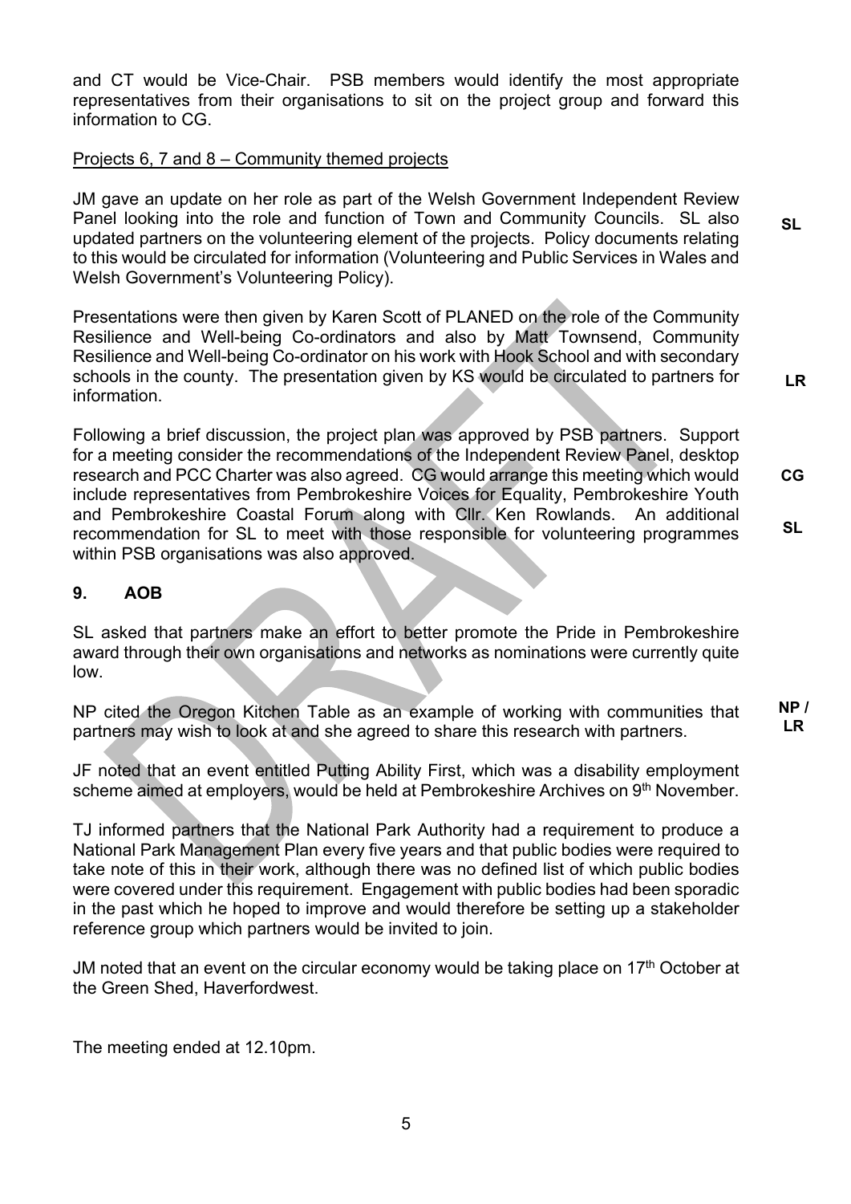and CT would be Vice-Chair. PSB members would identify the most appropriate representatives from their organisations to sit on the project group and forward this information to CG.

Projects 6, 7 and 8 – Community themed projects

JM gave an update on her role as part of the Welsh Government Independent Review Panel looking into the role and function of Town and Community Councils. SL also updated partners on the volunteering element of the projects. Policy documents relating to this would be circulated for information (Volunteering and Public Services in Wales and Welsh Government's Volunteering Policy). **SL**

Presentations were then given by Karen Scott of PLANED on the role of the Community Resilience and Well-being Co-ordinators and also by Matt Townsend, Community Resilience and Well-being Co-ordinator on his work with Hook School and with secondary schools in the county. The presentation given by KS would be circulated to partners for information. **LR**

Following a brief discussion, the project plan was approved by PSB partners. Support for a meeting consider the recommendations of the Independent Review Panel, desktop research and PCC Charter was also agreed. CG would arrange this meeting which would include representatives from Pembrokeshire Voices for Equality, Pembrokeshire Youth and Pembrokeshire Coastal Forum along with Cllr. Ken Rowlands. An additional recommendation for SL to meet with those responsible for volunteering programmes within PSB organisations was also approved. **CG** **SL**

## 9. AOB

SL asked that partners make an effort to better promote the Pride in Pembrokeshire award through their own organisations and networks as nominations were currently quite low.

NP cited the Oregon Kitchen Table as an example of working with communities that partners may wish to look at and she agreed to share this research with partners. **NP / LR**

JF noted that an event entitled Putting Ability First, which was a disability employment scheme aimed at employers, would be held at Pembrokeshire Archives on 9th November.

TJ informed partners that the National Park Authority had a requirement to produce a National Park Management Plan every five years and that public bodies were required to take note of this in their work, although there was no defined list of which public bodies were covered under this requirement. Engagement with public bodies had been sporadic in the past which he hoped to improve and would therefore be setting up a stakeholder reference group which partners would be invited to join.

JM noted that an event on the circular economy would be taking place on 17th October at the Green Shed, Haverfordwest.

The meeting ended at 12.10pm.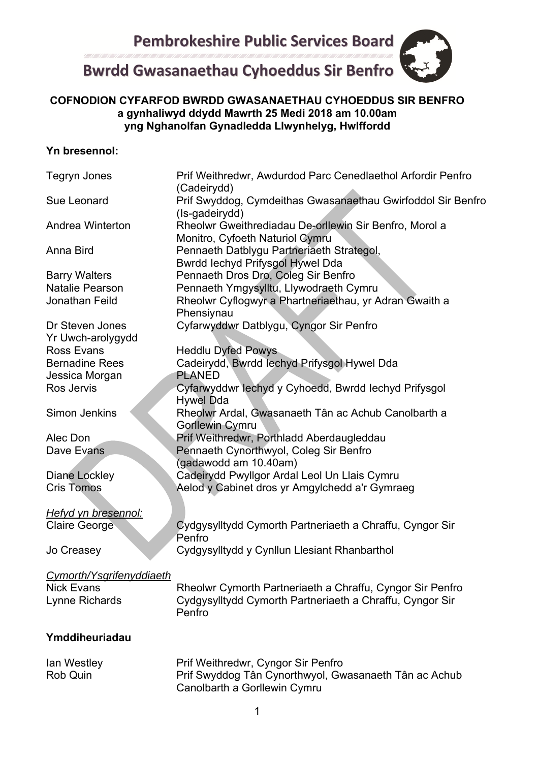# Pembrokeshire Public Services Board

# Bwrdd Gwasanaethau Cyhoeddus Sir Benfro

**COFNODION CYFARFOD BWRDD GWASANAETHAU CYHOEDDUS SIR BENFRO a gynhaliwyd ddydd Mawrth 25 Medi 2018 am 10.00am yng Nghanolfan Gynadledda Llwynhelyg, Hwlffordd**

**Yn bresennol:**

| | |
|---|---|
| Tegryn Jones | Prif Weithredwr, Awdurdod Parc Cenedlaethol Arfordir Penfro (Cadeirydd) |
| Sue Leonard | Prif Swyddog, Cymdeithas Gwasanaethau Gwirfoddol Sir Benfro (Is-gadeirydd) |
| Andrea Winterton | Rheolwr Gweithrediadau De-orllewin Sir Benfro, Morol a Monitro, Cyfoeth Naturiol Cymru |
| Anna Bird | Pennaeth Datblygu Partneriaeth Strategol, Bwrdd Iechyd Prifysgol Hywel Dda |
| Barry Walters | Pennaeth Dros Dro, Coleg Sir Benfro |
| Natalie Pearson | Pennaeth Ymgysylltu, Llywodraeth Cymru |
| Jonathan Feild | Rheolwr Cyflogwyr a Phartneriaethau, yr Adran Gwaith a Phensiynau |
| Dr Steven Jones | Cyfarwyddwr Datblygu, Cyngor Sir Penfro |
| Yr Uwch-arolygydd Ross Evans | Heddlu Dyfed Powys |
| Bernadine Rees | Cadeirydd, Bwrdd Iechyd Prifysgol Hywel Dda |
| Jessica Morgan | PLANED |
| Ros Jervis | Cyfarwyddwr Iechyd y Cyhoedd, Bwrdd Iechyd Prifysgol Hywel Dda |
| Simon Jenkins | Rheolwr Ardal, Gwasanaeth Tân ac Achub Canolbarth a Gorllewin Cymru |
| Alec Don | Prif Weithredwr, Porthladd Aberdaugleddau |
| Dave Evans | Pennaeth Cynorthwyol, Coleg Sir Benfro (gadawodd am 10.40am) |
| Diane Lockley | Cadeirydd Pwyllgor Ardal Leol Un Llais Cymru |
| Cris Tomos | Aelod y Cabinet dros yr Amgylchedd a'r Gymraeg |

*Hefyd yn bresennol:*

| | |
|---|---|
| Claire George | Cydgysylltydd Cymorth Partneriaeth a Chraffu, Cyngor Sir Penfro |
| Jo Creasey | Cydgysylltydd y Cynllun Llesiant Rhanbarthol |

*Cymorth/Ysgrifenyddiaeth*

| | |
|---|---|
| Nick Evans | Rheolwr Cymorth Partneriaeth a Chraffu, Cyngor Sir Penfro |
| Lynne Richards | Cydgysylltydd Cymorth Partneriaeth a Chraffu, Cyngor Sir Penfro |

**Ymddiheuriadau**

| | |
|---|---|
| Ian Westley | Prif Weithredwr, Cyngor Sir Penfro |
| Rob Quin | Prif Swyddog Tân Cynorthwyol, Gwasanaeth Tân ac Achub Canolbarth a Gorllewin Cymru |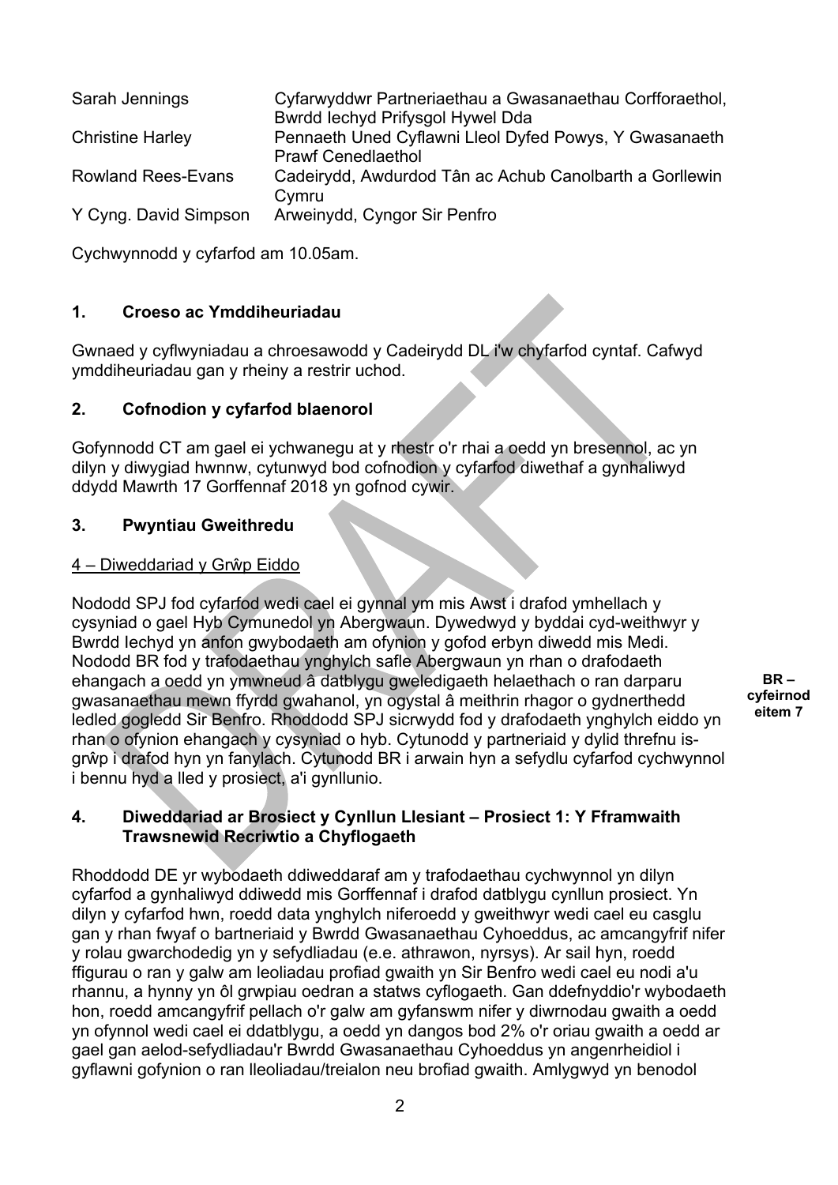| | |
|---|---|
| Sarah Jennings | Cyfarwyddwr Partneriaethau a Gwasanaethau Corfforaethol, Bwrdd Iechyd Prifysgol Hywel Dda |
| Christine Harley | Pennaeth Uned Cyflawni Lleol Dyfed Powys, Y Gwasanaeth Prawf Cenedlaethol |
| Rowland Rees-Evans | Cadeirydd, Awdurdod Tân ac Achub Canolbarth a Gorllewin Cymru |
| Y Cyng. David Simpson | Arweinydd, Cyngor Sir Penfro |

Cychwynnodd y cyfarfod am 10.05am.

## 1. Croeso ac Ymddiheuriadau

Gwnaed y cyflwyniadau a chroesawodd y Cadeirydd DL i'w chyfarfod cyntaf. Cafwyd ymddiheuriadau gan y rheiny a restrir uchod.

## 2. Cofnodion y cyfarfod blaenorol

Gofynnodd CT am gael ei ychwanegu at y rhestr o'r rhai a oedd yn bresennol, ac yn dilyn y diwygiad hwnnw, cytunwyd bod cofnodion y cyfarfod diwethaf a gynhaliwyd ddydd Mawrth 17 Gorffennaf 2018 yn gofnod cywir.

## 3. Pwyntiau Gweithredu

4 – Diweddariad y Grŵp Eiddo

Nododd SPJ fod cyfarfod wedi cael ei gynnal ym mis Awst i drafod ymhellach y cysyniad o gael Hyb Cymunedol yn Abergwaun. Dywedwyd y byddai cyd-weithwyr y Bwrdd Iechyd yn anfon gwybodaeth am ofynion y gofod erbyn diwedd mis Medi. Nododd BR fod y trafodaethau ynghylch safle Abergwaun yn rhan o drafodaeth ehangach a oedd yn ymwneud â datblygu gweledigaeth helaethach o ran darparu gwasanaethau mewn ffyrdd gwahanol, yn ogystal â meithrin rhagor o gydnerthedd ledled gogledd Sir Benfro. Rhoddodd SPJ sicrwydd fod y drafodaeth ynghylch eiddo yn rhan o ofynion ehangach y cysyniad o hyb. Cytunodd y partneriaid y dylid threfnu is-grŵp i drafod hyn yn fanylach. Cytunodd BR i arwain hyn a sefydlu cyfarfod cychwynnol i bennu hyd a lled y prosiect, a'i gynllunio.

**BR – cyfeirnod eitem 7**

## 4. Diweddariad ar Brosiect y Cynllun Llesiant – Prosiect 1: Y Fframwaith Trawsnewid Recriwtio a Chyflogaeth

Rhoddodd DE yr wybodaeth ddiweddaraf am y trafodaethau cychwynnol yn dilyn cyfarfod a gynhaliwyd ddiwedd mis Gorffennaf i drafod datblygu cynllun prosiect. Yn dilyn y cyfarfod hwn, roedd data ynghylch niferoedd y gweithwyr wedi cael eu casglu gan y rhan fwyaf o bartneriaid y Bwrdd Gwasanaethau Cyhoeddus, ac amcangyfrif nifer y rolau gwarchodedig yn y sefydliadau (e.e. athrawon, nyrsys). Ar sail hyn, roedd ffigurau o ran y galw am leoliadau profiad gwaith yn Sir Benfro wedi cael eu nodi a'u rhannu, a hynny yn ôl grwpiau oedran a statws cyflogaeth. Gan ddefnyddio'r wybodaeth hon, roedd amcangyfrif pellach o'r galw am gyfanswm nifer y diwrnodau gwaith a oedd yn ofynnol wedi cael ei ddatblygu, a oedd yn dangos bod 2% o'r oriau gwaith a oedd ar gael gan aelod-sefydliadau'r Bwrdd Gwasanaethau Cyhoeddus yn angenrheidiol i gyflawni gofynion o ran lleoliadau/treialon neu brofiad gwaith. Amlygwyd yn benodol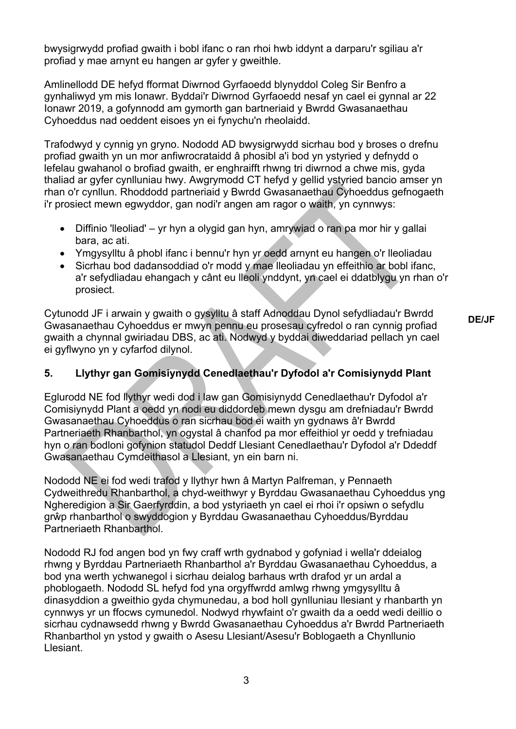bwysigrwydd profiad gwaith i bobl ifanc o ran rhoi hwb iddynt a darparu'r sgiliau a'r profiad y mae arnynt eu hangen ar gyfer y gweithle.

Amlinellodd DE hefyd fformat Diwrnod Gyrfaoedd blynyddol Coleg Sir Benfro a gynhaliwyd ym mis Ionawr. Byddai'r Diwrnod Gyrfaoedd nesaf yn cael ei gynnal ar 22 Ionawr 2019, a gofynnodd am gymorth gan bartneriaid y Bwrdd Gwasanaethau Cyhoeddus nad oeddent eisoes yn ei fynychu'n rheolaidd.

Trafodwyd y cynnig yn gryno. Nododd AD bwysigrwydd sicrhau bod y broses o drefnu profiad gwaith yn un mor anfiwrocrataidd â phosibl a'i bod yn ystyried y defnydd o lefelau gwahanol o brofiad gwaith, er enghraifft rhwng tri diwrnod a chwe mis, gyda thaliad ar gyfer cynlluniau hwy. Awgrymodd CT hefyd y gellid ystyried bancio amser yn rhan o'r cynllun. Rhoddodd partneriaid y Bwrdd Gwasanaethau Cyhoeddus gefnogaeth i'r prosiect mewn egwyddor, gan nodi'r angen am ragor o waith, yn cynnwys:

- Diffinio 'lleoliad' – yr hyn a olygid gan hyn, amrywiad o ran pa mor hir y gallai bara, ac ati.
- Ymgysylltu â phobl ifanc i bennu'r hyn yr oedd arnynt eu hangen o'r lleoliadau
- Sicrhau bod dadansoddiad o'r modd y mae lleoliadau yn effeithio ar bobl ifanc, a'r sefydliadau ehangach y cânt eu lleoli ynddynt, yn cael ei ddatblygu yn rhan o'r prosiect.

Cytunodd JF i arwain y gwaith o gysylltu â staff Adnoddau Dynol sefydliadau'r Bwrdd Gwasanaethau Cyhoeddus er mwyn pennu eu prosesau cyfredol o ran cynnig profiad gwaith a chynnal gwiriadau DBS, ac ati. Nodwyd y byddai diweddariad pellach yn cael ei gyflwyno yn y cyfarfod dilynol. **DE/JF**

## 5. Llythyr gan Gomisiynydd Cenedlaethau'r Dyfodol a'r Comisiynydd Plant

Eglurodd NE fod llythyr wedi dod i law gan Gomisiynydd Cenedlaethau'r Dyfodol a'r Comisiynydd Plant a oedd yn nodi eu diddordeb mewn dysgu am drefniadau'r Bwrdd Gwasanaethau Cyhoeddus o ran sicrhau bod ei waith yn gydnaws â'r Bwrdd Partneriaeth Rhanbarthol, yn ogystal â chanfod pa mor effeithiol yr oedd y trefniadau hyn o ran bodloni gofynion statudol Deddf Llesiant Cenedlaethau'r Dyfodol a'r Ddeddf Gwasanaethau Cymdeithasol a Llesiant, yn ein barn ni.

Nododd NE ei fod wedi trafod y llythyr hwn â Martyn Palfreman, y Pennaeth Cydweithredu Rhanbarthol, a chyd-weithwyr y Byrddau Gwasanaethau Cyhoeddus yng Ngheredigion a Sir Gaerfyrddin, a bod ystyriaeth yn cael ei rhoi i'r opsiwn o sefydlu grŵp rhanbarthol o swyddogion y Byrddau Gwasanaethau Cyhoeddus/Byrddau Partneriaeth Rhanbarthol.

Nododd RJ fod angen bod yn fwy craff wrth gydnabod y gofyniad i wella'r ddeialog rhwng y Byrddau Partneriaeth Rhanbarthol a'r Byrddau Gwasanaethau Cyhoeddus, a bod yna werth ychwanegol i sicrhau deialog barhaus wrth drafod yr un ardal a phoblogaeth. Nododd SL hefyd fod yna orgyffwrdd amlwg rhwng ymgysylltu â dinasyddion a gweithio gyda chymunedau, a bod holl gynlluniau llesiant y rhanbarth yn cynnwys yr un ffocws cymunedol. Nodwyd rhywfaint o'r gwaith da a oedd wedi deillio o sicrhau cydnawsedd rhwng y Bwrdd Gwasanaethau Cyhoeddus a'r Bwrdd Partneriaeth Rhanbarthol yn ystod y gwaith o Asesu Llesiant/Asesu'r Boblogaeth a Chynllunio Llesiant.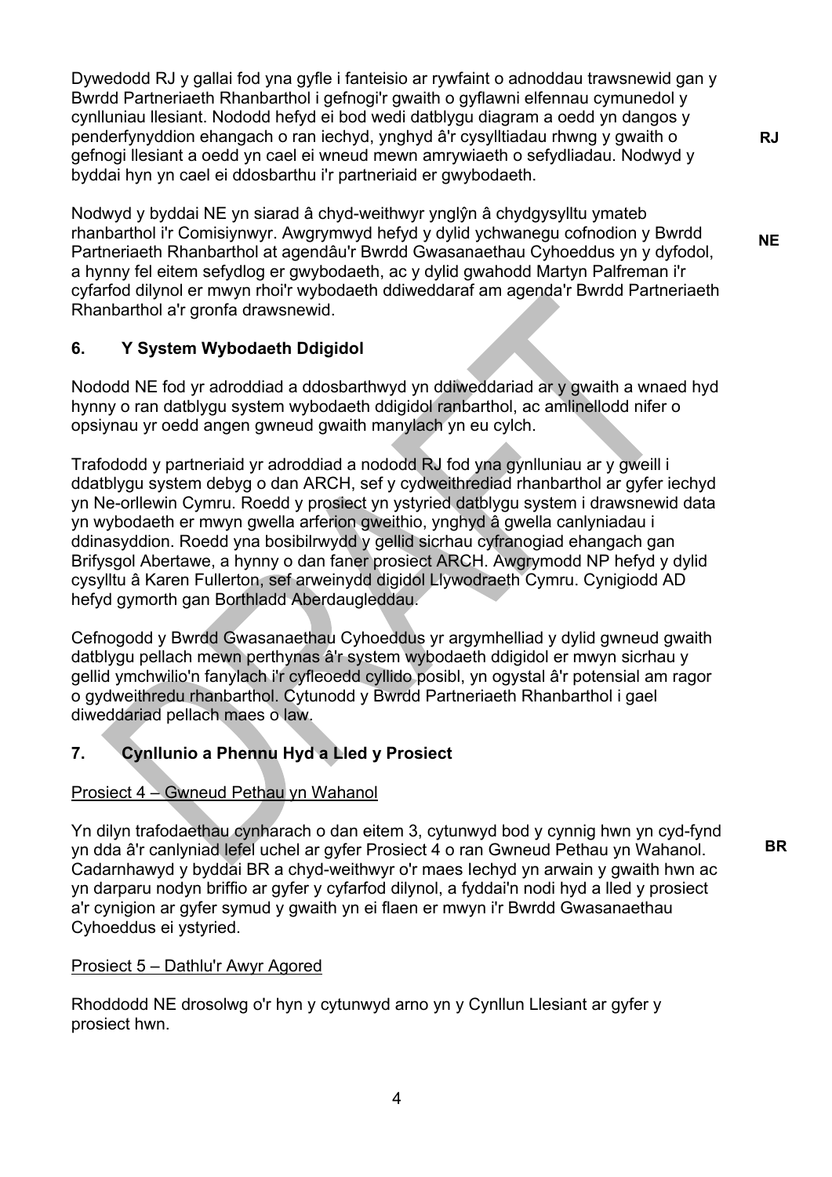Dywedodd RJ y gallai fod yna gyfle i fanteisio ar rywfaint o adnoddau trawsnewid gan y Bwrdd Partneriaeth Rhanbarthol i gefnogi'r gwaith o gyflawni elfennau cymunedol y cynlluniau llesiant. Nododd hefyd ei bod wedi datblygu diagram a oedd yn dangos y penderfynyddion ehangach o ran iechyd, ynghyd â'r cysylltiadau rhwng y gwaith o gefnogi llesiant a oedd yn cael ei wneud mewn amrywiaeth o sefydliadau. Nodwyd y byddai hyn yn cael ei ddosbarthu i'r partneriaid er gwybodaeth. **RJ**

Nodwyd y byddai NE yn siarad â chyd-weithwyr ynglŷn â chydgysylltu ymateb rhanbarthol i'r Comisiynwyr. Awgrymwyd hefyd y dylid ychwanegu cofnodion y Bwrdd Partneriaeth Rhanbarthol at agendâu'r Bwrdd Gwasanaethau Cyhoeddus yn y dyfodol, a hynny fel eitem sefydlog er gwybodaeth, ac y dylid gwahodd Martyn Palfreman i'r cyfarfod dilynol er mwyn rhoi'r wybodaeth ddiweddaraf am agenda'r Bwrdd Partneriaeth Rhanbarthol a'r gronfa drawsnewid. **NE**

## 6. Y System Wybodaeth Ddigidol

Nododd NE fod yr adroddiad a ddosbarthwyd yn ddiweddariad ar y gwaith a wnaed hyd hynny o ran datblygu system wybodaeth ddigidol ranbarthol, ac amlinellodd nifer o opsiynau yr oedd angen gwneud gwaith manylach yn eu cylch.

Trafododd y partneriaid yr adroddiad a nododd RJ fod yna gynlluniau ar y gweill i ddatblygu system debyg o dan ARCH, sef y cydweithrediad rhanbarthol ar gyfer iechyd yn Ne-orllewin Cymru. Roedd y prosiect yn ystyried datblygu system i drawsnewid data yn wybodaeth er mwyn gwella arferion gweithio, ynghyd â gwella canlyniadau i ddinasyddion. Roedd yna bosibilrwydd y gellid sicrhau cyfranogiad ehangach gan Brifysgol Abertawe, a hynny o dan faner prosiect ARCH. Awgrymodd NP hefyd y dylid cysylltu â Karen Fullerton, sef arweinydd digidol Llywodraeth Cymru. Cynigiodd AD hefyd gymorth gan Borthladd Aberdaugleddau.

Cefnogodd y Bwrdd Gwasanaethau Cyhoeddus yr argymhelliad y dylid gwneud gwaith datblygu pellach mewn perthynas â'r system wybodaeth ddigidol er mwyn sicrhau y gellid ymchwilio'n fanylach i'r cyfleoedd cyllido posibl, yn ogystal â'r potensial am ragor o gydweithredu rhanbarthol. Cytunodd y Bwrdd Partneriaeth Rhanbarthol i gael diweddariad pellach maes o law.

## 7. Cynllunio a Phennu Hyd a Lled y Prosiect

Prosiect 4 – Gwneud Pethau yn Wahanol

Yn dilyn trafodaethau cynharach o dan eitem 3, cytunwyd bod y cynnig hwn yn cyd-fynd yn dda â'r canlyniad lefel uchel ar gyfer Prosiect 4 o ran Gwneud Pethau yn Wahanol. Cadarnhawyd y byddai BR a chyd-weithwyr o'r maes Iechyd yn arwain y gwaith hwn ac yn darparu nodyn briffio ar gyfer y cyfarfod dilynol, a fyddai'n nodi hyd a lled y prosiect a'r cynigion ar gyfer symud y gwaith yn ei flaen er mwyn i'r Bwrdd Gwasanaethau Cyhoeddus ei ystyried. **BR**

Prosiect 5 – Dathlu'r Awyr Agored

Rhoddodd NE drosolwg o'r hyn y cytunwyd arno yn y Cynllun Llesiant ar gyfer y prosiect hwn.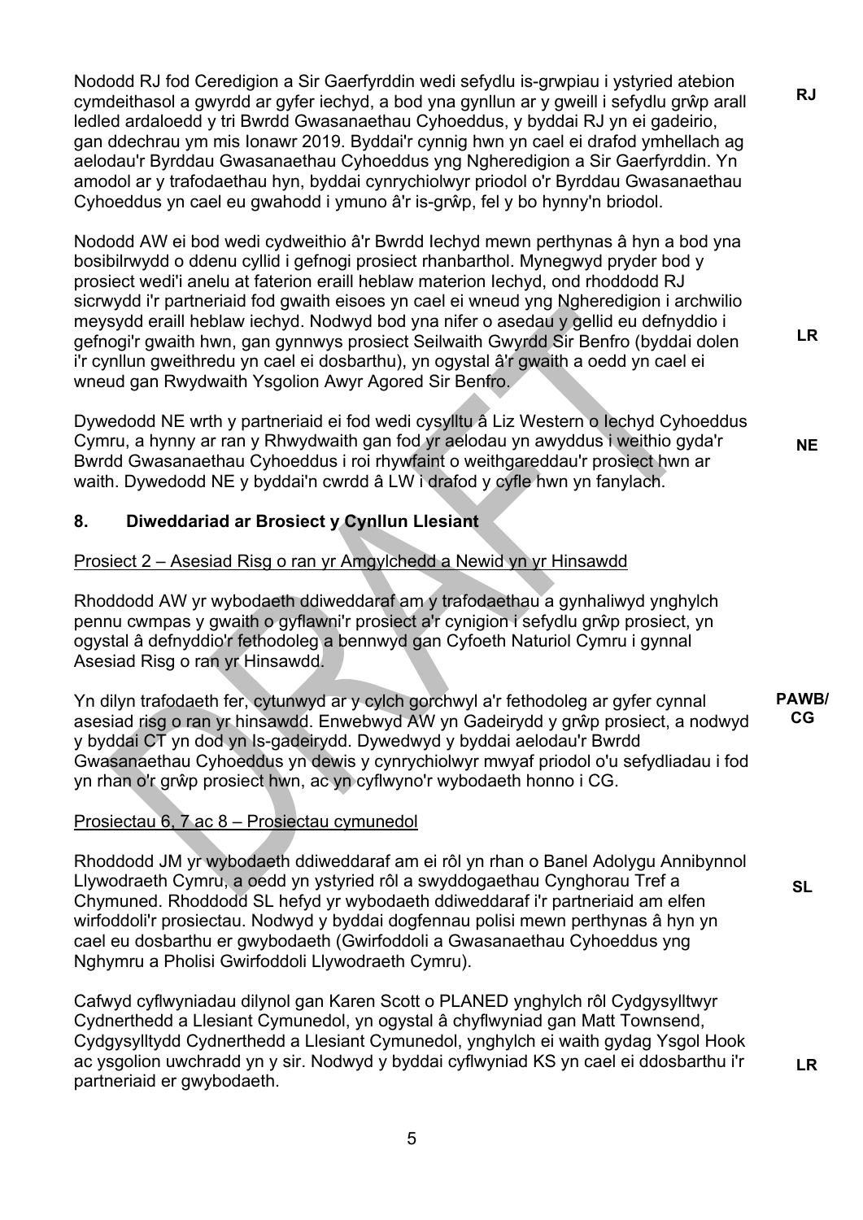Nododd RJ fod Ceredigion a Sir Gaerfyrddin wedi sefydlu is-grwpiau i ystyried atebion cymdeithasol a gwyrdd ar gyfer iechyd, a bod yna gynllun ar y gweill i sefydlu grŵp arall ledled ardaloedd y tri Bwrdd Gwasanaethau Cyhoeddus, y byddai RJ yn ei gadeirio, gan ddechrau ym mis Ionawr 2019. Byddai'r cynnig hwn yn cael ei drafod ymhellach ag aelodau'r Byrddau Gwasanaethau Cyhoeddus yng Ngheredigion a Sir Gaerfyrddin. Yn amodol ar y trafodaethau hyn, byddai cynrychiolwyr priodol o'r Byrddau Gwasanaethau Cyhoeddus yn cael eu gwahodd i ymuno â'r is-grŵp, fel y bo hynny'n briodol. **RJ**

Nododd AW ei bod wedi cydweithio â'r Bwrdd Iechyd mewn perthynas â hyn a bod yna bosibilrwydd o ddenu cyllid i gefnogi prosiect rhanbarthol. Mynegwyd pryder bod y prosiect wedi'i anelu at faterion eraill heblaw materion Iechyd, ond rhoddodd RJ sicrwydd i'r partneriaid fod gwaith eisoes yn cael ei wneud yng Ngheredigion i archwilio meysydd eraill heblaw iechyd. Nodwyd bod yna nifer o asedau y gellid eu defnyddio i gefnogi'r gwaith hwn, gan gynnwys prosiect Seilwaith Gwyrdd Sir Benfro (byddai dolen i'r cynllun gweithredu yn cael ei dosbarthu), yn ogystal â'r gwaith a oedd yn cael ei wneud gan Rwydwaith Ysgolion Awyr Agored Sir Benfro. **LR**

Dywedodd NE wrth y partneriaid ei fod wedi cysylltu â Liz Western o Iechyd Cyhoeddus Cymru, a hynny ar ran y Rhwydwaith gan fod yr aelodau yn awyddus i weithio gyda'r Bwrdd Gwasanaethau Cyhoeddus i roi rhywfaint o weithgareddau'r prosiect hwn ar waith. Dywedodd NE y byddai'n cwrdd â LW i drafod y cyfle hwn yn fanylach. **NE**

## 8. Diweddariad ar Brosiect y Cynllun Llesiant

Prosiect 2 – Asesiad Risg o ran yr Amgylchedd a Newid yn yr Hinsawdd

Rhoddodd AW yr wybodaeth ddiweddaraf am y trafodaethau a gynhaliwyd ynghylch pennu cwmpas y gwaith o gyflawni'r prosiect a'r cynigion i sefydlu grŵp prosiect, yn ogystal â defnyddio'r fethodoleg a bennwyd gan Cyfoeth Naturiol Cymru i gynnal Asesiad Risg o ran yr Hinsawdd.

Yn dilyn trafodaeth fer, cytunwyd ar y cylch gorchwyl a'r fethodoleg ar gyfer cynnal asesiad risg o ran yr hinsawdd. Enwebwyd AW yn Gadeirydd y grŵp prosiect, a nodwyd y byddai CT yn dod yn Is-gadeirydd. Dywedwyd y byddai aelodau'r Bwrdd Gwasanaethau Cyhoeddus yn dewis y cynrychiolwyr mwyaf priodol o'u sefydliadau i fod yn rhan o'r grŵp prosiect hwn, ac yn cyflwyno'r wybodaeth honno i CG. **PAWB/ CG**

Prosiectau 6, 7 ac 8 – Prosiectau cymunedol

Rhoddodd JM yr wybodaeth ddiweddaraf am ei rôl yn rhan o Banel Adolygu Annibynnol Llywodraeth Cymru, a oedd yn ystyried rôl a swyddogaethau Cynghorau Tref a Chymuned. Rhoddodd SL hefyd yr wybodaeth ddiweddaraf i'r partneriaid am elfen wirfoddoli'r prosiectau. Nodwyd y byddai dogfennau polisi mewn perthynas â hyn yn cael eu dosbarthu er gwybodaeth (Gwirfoddoli a Gwasanaethau Cyhoeddus yng Nghymru a Pholisi Gwirfoddoli Llywodraeth Cymru). **SL**

Cafwyd cyflwyniadau dilynol gan Karen Scott o PLANED ynghylch rôl Cydgysylltwyr Cydnerthedd a Llesiant Cymunedol, yn ogystal â chyflwyniad gan Matt Townsend, Cydgysylltydd Cydnerthedd a Llesiant Cymunedol, ynghylch ei waith gydag Ysgol Hook ac ysgolion uwchradd yn y sir. Nodwyd y byddai cyflwyniad KS yn cael ei ddosbarthu i'r partneriaid er gwybodaeth. **LR**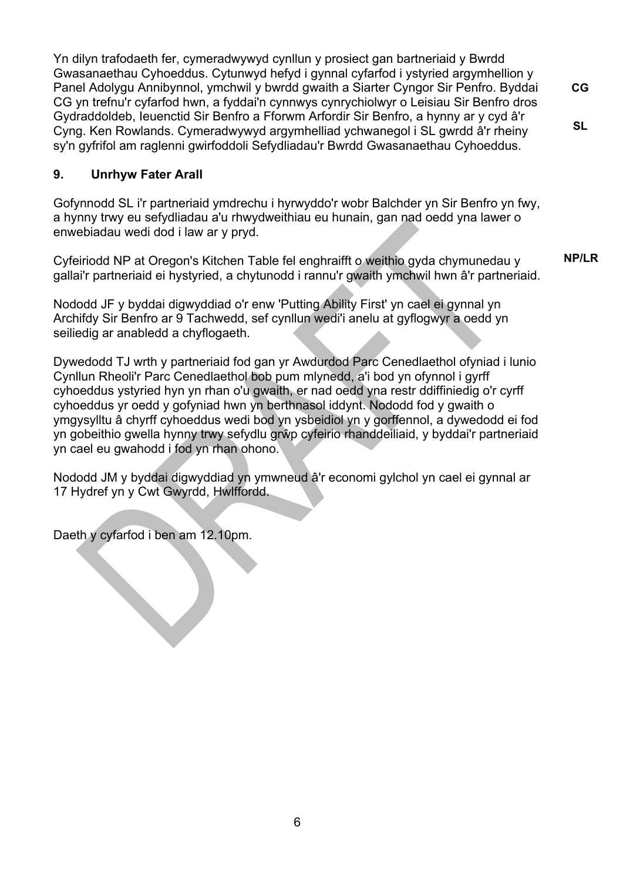Yn dilyn trafodaeth fer, cymeradwywyd cynllun y prosiect gan bartneriaid y Bwrdd Gwasanaethau Cyhoeddus. Cytunwyd hefyd i gynnal cyfarfod i ystyried argymhellion y Panel Adolygu Annibynnol, ymchwil y bwrdd gwaith a Siarter Cyngor Sir Penfro. Byddai CG yn trefnu'r cyfarfod hwn, a fyddai'n cynnwys cynrychiolwyr o Leisiau Sir Benfro dros Gydraddoldeb, Ieuenctid Sir Benfro a Fforwm Arfordir Sir Benfro, a hynny ar y cyd â'r Cyng. Ken Rowlands. Cymeradwywyd argymhelliad ychwanegol i SL gwrdd â'r rheiny sy'n gyfrifol am raglenni gwirfoddoli Sefydliadau'r Bwrdd Gwasanaethau Cyhoeddus. **CG** **SL**

## 9. Unrhyw Fater Arall

Gofynnodd SL i'r partneriaid ymdrechu i hyrwyddo'r wobr Balchder yn Sir Benfro yn fwy, a hynny trwy eu sefydliadau a'u rhwydweithiau eu hunain, gan nad oedd yna lawer o enwebiadau wedi dod i law ar y pryd.

Cyfeiriodd NP at Oregon's Kitchen Table fel enghraifft o weithio gyda chymunedau y gallai'r partneriaid ei hystyried, a chytunodd i rannu'r gwaith ymchwil hwn â'r partneriaid. **NP/LR**

Nododd JF y byddai digwyddiad o'r enw 'Putting Ability First' yn cael ei gynnal yn Archifdy Sir Benfro ar 9 Tachwedd, sef cynllun wedi'i anelu at gyflogwyr a oedd yn seiliedig ar anabledd a chyflogaeth.

Dywedodd TJ wrth y partneriaid fod gan yr Awdurdod Parc Cenedlaethol ofyniad i lunio Cynllun Rheoli'r Parc Cenedlaethol bob pum mlynedd, a'i bod yn ofynnol i gyrff cyhoeddus ystyried hyn yn rhan o'u gwaith, er nad oedd yna restr ddiffiniedig o'r cyrff cyhoeddus yr oedd y gofyniad hwn yn berthnasol iddynt. Nododd fod y gwaith o ymgysylltu â chyrff cyhoeddus wedi bod yn ysbeidiol yn y gorffennol, a dywedodd ei fod yn gobeithio gwella hynny trwy sefydlu grŵp cyfeirio rhanddeiliaid, y byddai'r partneriaid yn cael eu gwahodd i fod yn rhan ohono.

Nododd JM y byddai digwyddiad yn ymwneud â'r economi gylchol yn cael ei gynnal ar 17 Hydref yn y Cwt Gwyrdd, Hwlffordd.

Daeth y cyfarfod i ben am 12.10pm.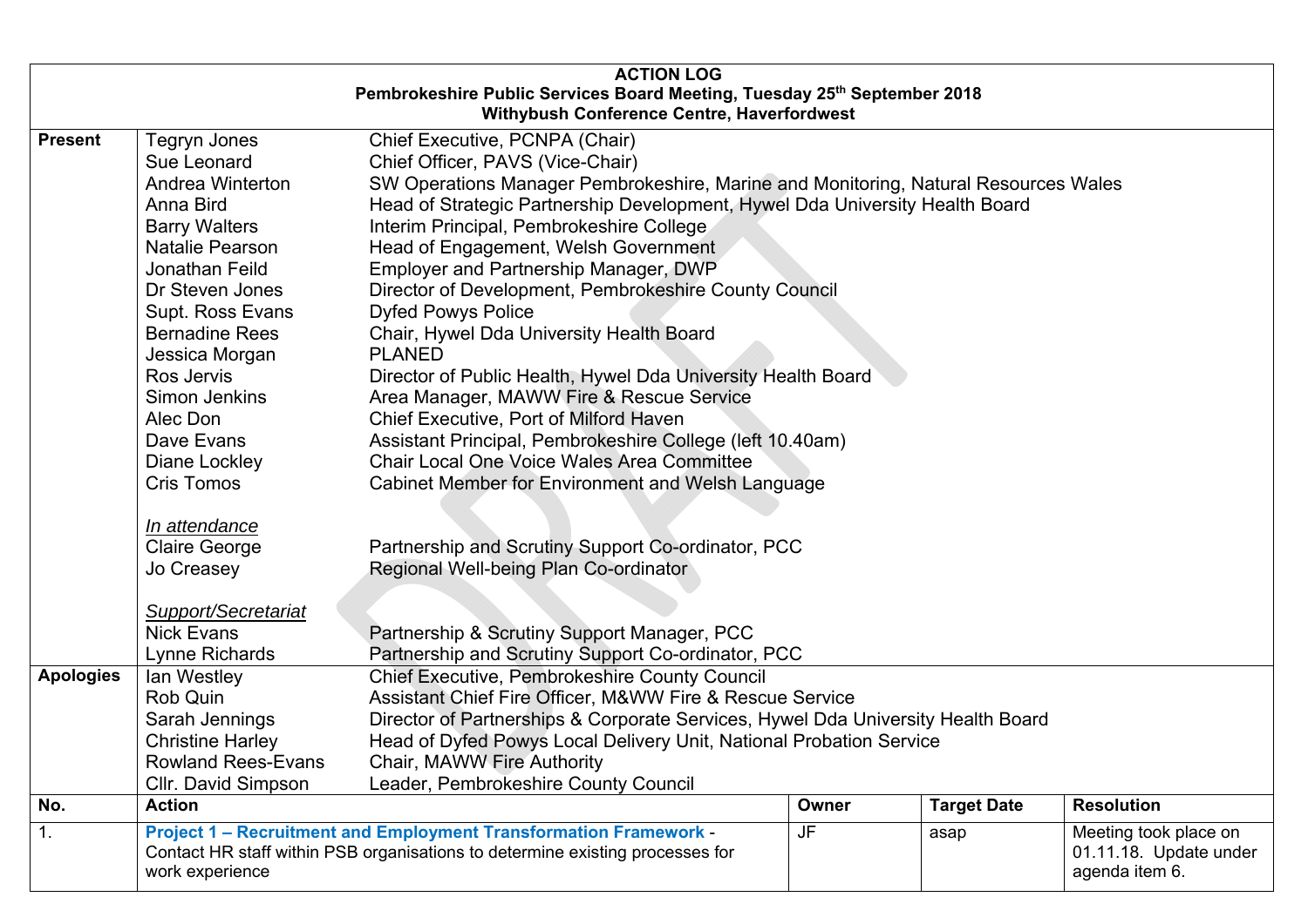# ACTION LOG

**Pembrokeshire Public Services Board Meeting, Tuesday 25th September 2018**
**Withybush Conference Centre, Haverfordwest**

| | | | | | |
|---|---|---|---|---|---|
| **Present** | Tegryn Jones | Chief Executive, PCNPA (Chair) | | | |
| | Sue Leonard | Chief Officer, PAVS (Vice-Chair) | | | |
| | Andrea Winterton | SW Operations Manager Pembrokeshire, Marine and Monitoring, Natural Resources Wales | | | |
| | Anna Bird | Head of Strategic Partnership Development, Hywel Dda University Health Board | | | |
| | Barry Walters | Interim Principal, Pembrokeshire College | | | |
| | Natalie Pearson | Head of Engagement, Welsh Government | | | |
| | Jonathan Feild | Employer and Partnership Manager, DWP | | | |
| | Dr Steven Jones | Director of Development, Pembrokeshire County Council | | | |
| | Supt. Ross Evans | Dyfed Powys Police | | | |
| | Bernadine Rees | Chair, Hywel Dda University Health Board | | | |
| | Jessica Morgan | PLANED | | | |
| | Ros Jervis | Director of Public Health, Hywel Dda University Health Board | | | |
| | Simon Jenkins | Area Manager, MAWW Fire & Rescue Service | | | |
| | Alec Don | Chief Executive, Port of Milford Haven | | | |
| | Dave Evans | Assistant Principal, Pembrokeshire College (left 10.40am) | | | |
| | Diane Lockley | Chair Local One Voice Wales Area Committee | | | |
| | Cris Tomos | Cabinet Member for Environment and Welsh Language | | | |
| | *In attendance* | | | | |
| | Claire George | Partnership and Scrutiny Support Co-ordinator, PCC | | | |
| | Jo Creasey | Regional Well-being Plan Co-ordinator | | | |
| | *Support/Secretariat* | | | | |
| | Nick Evans | Partnership & Scrutiny Support Manager, PCC | | | |
| | Lynne Richards | Partnership and Scrutiny Support Co-ordinator, PCC | | | |
| **Apologies** | Ian Westley | Chief Executive, Pembrokeshire County Council | | | |
| | Rob Quin | Assistant Chief Fire Officer, M&WW Fire & Rescue Service | | | |
| | Sarah Jennings | Director of Partnerships & Corporate Services, Hywel Dda University Health Board | | | |
| | Christine Harley | Head of Dyfed Powys Local Delivery Unit, National Probation Service | | | |
| | Rowland Rees-Evans | Chair, MAWW Fire Authority | | | |
| | Cllr. David Simpson | Leader, Pembrokeshire County Council | | | |
| **No.** | **Action** | | **Owner** | **Target Date** | **Resolution** |
| 1. | **Project 1 – Recruitment and Employment Transformation Framework** - Contact HR staff within PSB organisations to determine existing processes for work experience | | JF | asap | Meeting took place on 01.11.18. Update under agenda item 6. |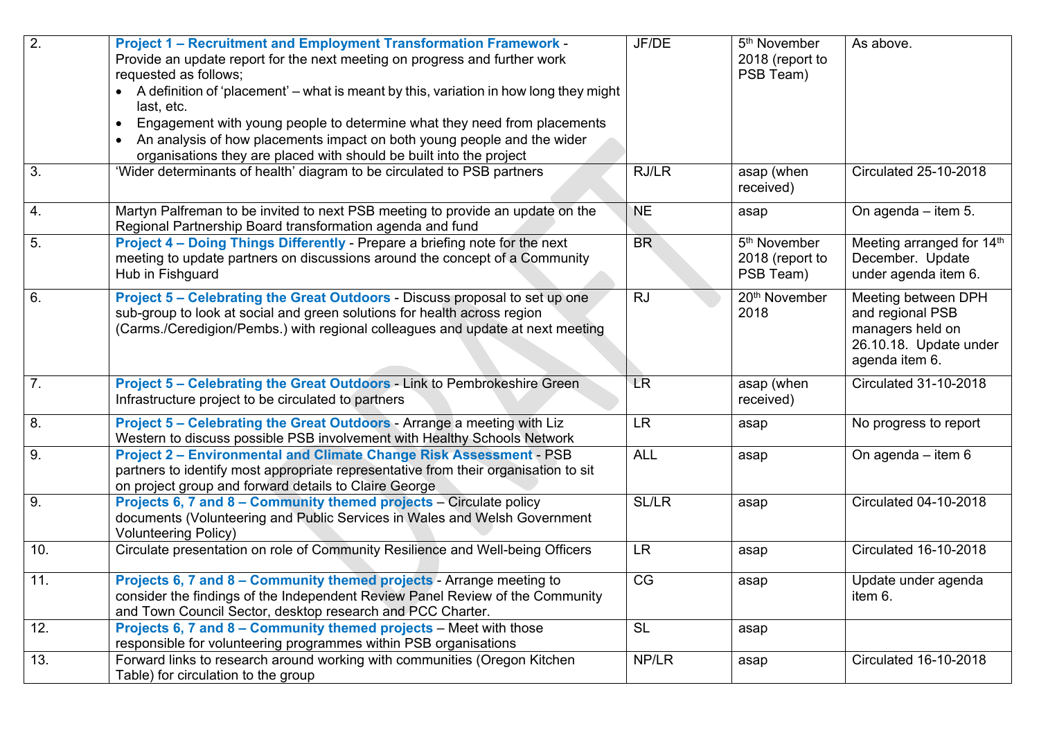| | | | | |
|---|---|---|---|---|
| 2. | **Project 1 – Recruitment and Employment Transformation Framework** - Provide an update report for the next meeting on progress and further work requested as follows;<br>• A definition of 'placement' – what is meant by this, variation in how long they might last, etc.<br>• Engagement with young people to determine what they need from placements<br>• An analysis of how placements impact on both young people and the wider organisations they are placed with should be built into the project | JF/DE | 5th November 2018 (report to PSB Team) | As above. |
| 3. | 'Wider determinants of health' diagram to be circulated to PSB partners | RJ/LR | asap (when received) | Circulated 25-10-2018 |
| 4. | Martyn Palfreman to be invited to next PSB meeting to provide an update on the Regional Partnership Board transformation agenda and fund | NE | asap | On agenda – item 5. |
| 5. | **Project 4 – Doing Things Differently** - Prepare a briefing note for the next meeting to update partners on discussions around the concept of a Community Hub in Fishguard | BR | 5th November 2018 (report to PSB Team) | Meeting arranged for 14th December. Update under agenda item 6. |
| 6. | **Project 5 – Celebrating the Great Outdoors** - Discuss proposal to set up one sub-group to look at social and green solutions for health across region (Carms./Ceredigion/Pembs.) with regional colleagues and update at next meeting | RJ | 20th November 2018 | Meeting between DPH and regional PSB managers held on 26.10.18. Update under agenda item 6. |
| 7. | **Project 5 – Celebrating the Great Outdoors** - Link to Pembrokeshire Green Infrastructure project to be circulated to partners | LR | asap (when received) | Circulated 31-10-2018 |
| 8. | **Project 5 – Celebrating the Great Outdoors** - Arrange a meeting with Liz Western to discuss possible PSB involvement with Healthy Schools Network | LR | asap | No progress to report |
| 9. | **Project 2 – Environmental and Climate Change Risk Assessment** - PSB partners to identify most appropriate representative from their organisation to sit on project group and forward details to Claire George | ALL | asap | On agenda – item 6 |
| 9. | **Projects 6, 7 and 8 – Community themed projects** – Circulate policy documents (Volunteering and Public Services in Wales and Welsh Government Volunteering Policy) | SL/LR | asap | Circulated 04-10-2018 |
| 10. | Circulate presentation on role of Community Resilience and Well-being Officers | LR | asap | Circulated 16-10-2018 |
| 11. | **Projects 6, 7 and 8 – Community themed projects** - Arrange meeting to consider the findings of the Independent Review Panel Review of the Community and Town Council Sector, desktop research and PCC Charter. | CG | asap | Update under agenda item 6. |
| 12. | **Projects 6, 7 and 8 – Community themed projects** – Meet with those responsible for volunteering programmes within PSB organisations | SL | asap | |
| 13. | Forward links to research around working with communities (Oregon Kitchen Table) for circulation to the group | NP/LR | asap | Circulated 16-10-2018 |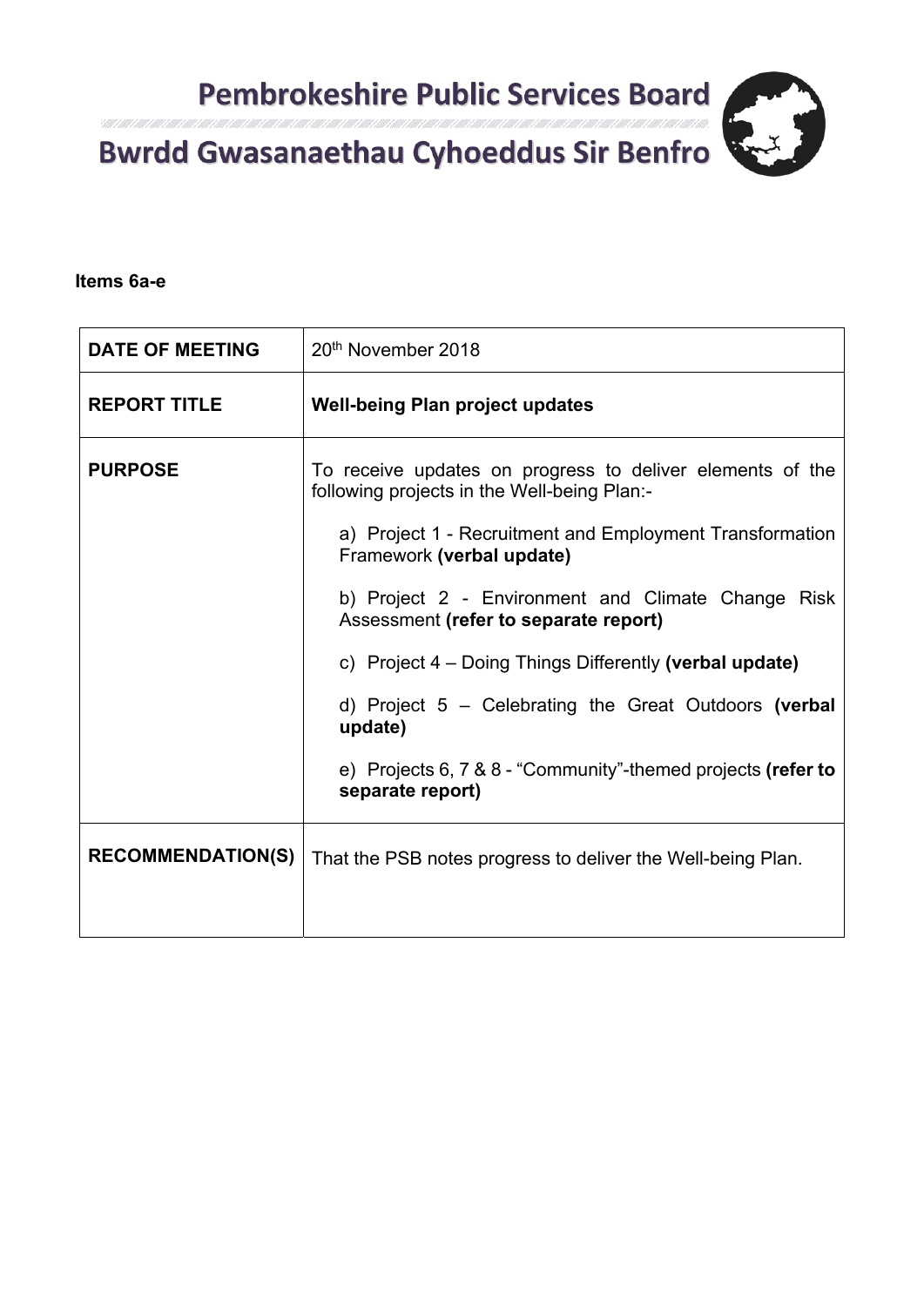# Pembrokeshire Public Services Board

# Bwrdd Gwasanaethau Cyhoeddus Sir Benfro

**Items 6a-e**

| | |
|---|---|
| **DATE OF MEETING** | 20th November 2018 |
| **REPORT TITLE** | **Well-being Plan project updates** |
| **PURPOSE** | To receive updates on progress to deliver elements of the following projects in the Well-being Plan:-<br><br>a) Project 1 - Recruitment and Employment Transformation Framework **(verbal update)**<br><br>b) Project 2 - Environment and Climate Change Risk Assessment **(refer to separate report)**<br><br>c) Project 4 – Doing Things Differently **(verbal update)**<br><br>d) Project 5 – Celebrating the Great Outdoors **(verbal update)**<br><br>e) Projects 6, 7 & 8 - “Community”-themed projects **(refer to separate report)** |
| **RECOMMENDATION(S)** | That the PSB notes progress to deliver the Well-being Plan. |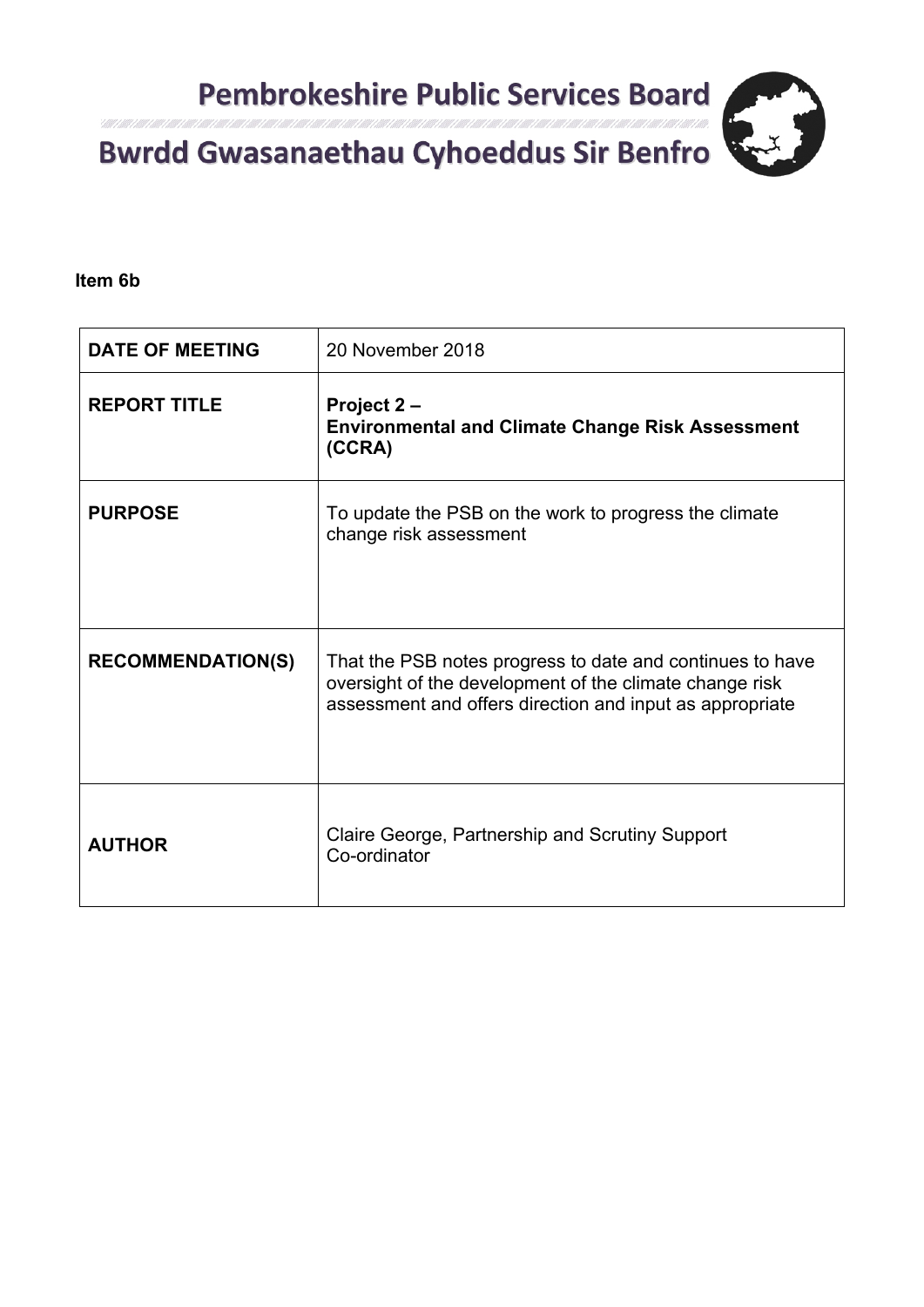# Pembrokeshire Public Services Board

# Bwrdd Gwasanaethau Cyhoeddus Sir Benfro

**Item 6b**

| | |
|---|---|
| **DATE OF MEETING** | 20 November 2018 |
| **REPORT TITLE** | **Project 2 – Environmental and Climate Change Risk Assessment (CCRA)** |
| **PURPOSE** | To update the PSB on the work to progress the climate change risk assessment |
| **RECOMMENDATION(S)** | That the PSB notes progress to date and continues to have oversight of the development of the climate change risk assessment and offers direction and input as appropriate |
| **AUTHOR** | Claire George, Partnership and Scrutiny Support Co-ordinator |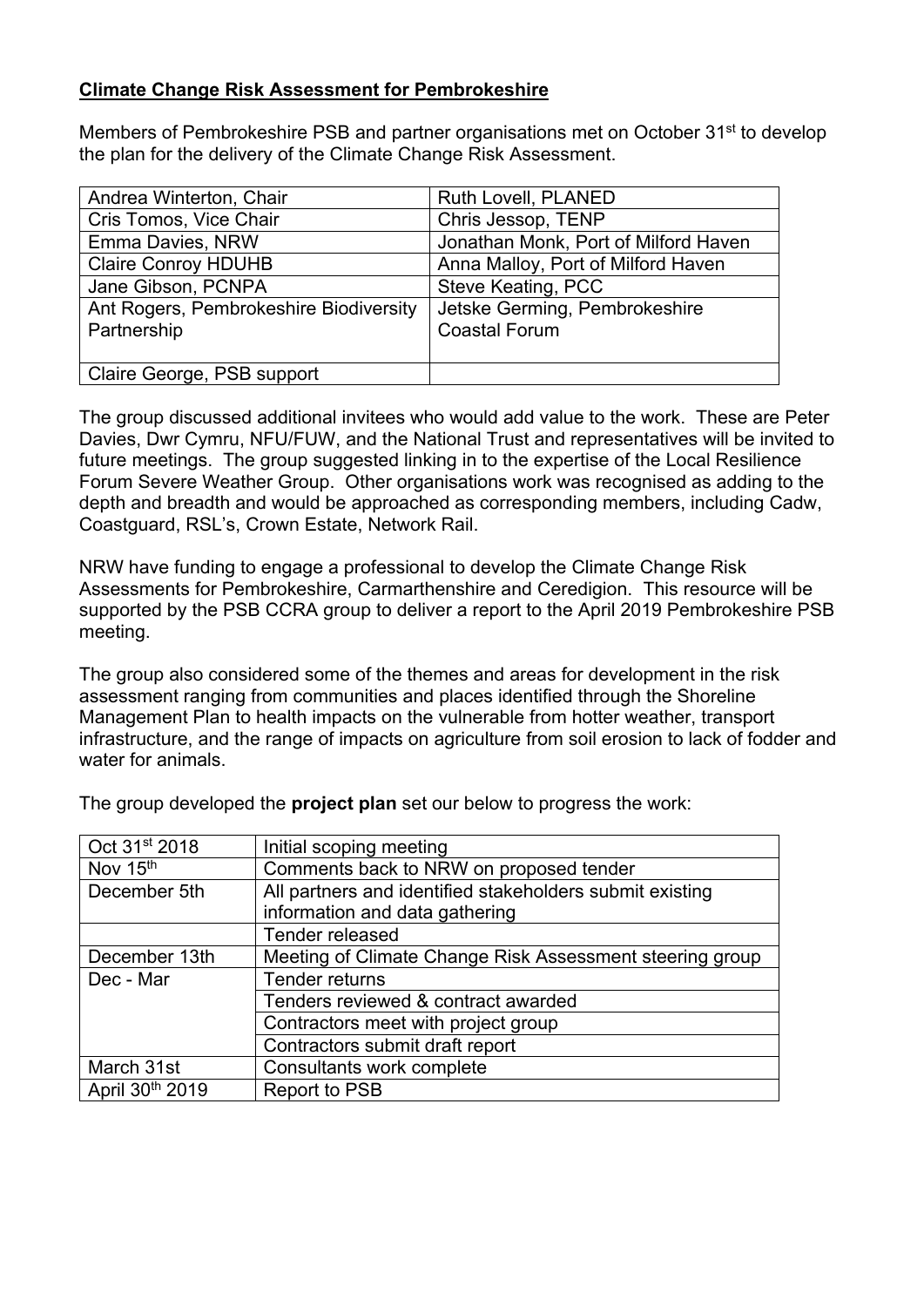**Climate Change Risk Assessment for Pembrokeshire**

Members of Pembrokeshire PSB and partner organisations met on October 31st to develop the plan for the delivery of the Climate Change Risk Assessment.

| | |
|---|---|
| Andrea Winterton, Chair | Ruth Lovell, PLANED |
| Cris Tomos, Vice Chair | Chris Jessop, TENP |
| Emma Davies, NRW | Jonathan Monk, Port of Milford Haven |
| Claire Conroy HDUHB | Anna Malloy, Port of Milford Haven |
| Jane Gibson, PCNPA | Steve Keating, PCC |
| Ant Rogers, Pembrokeshire Biodiversity Partnership | Jetske Germing, Pembrokeshire Coastal Forum |
| Claire George, PSB support | |

The group discussed additional invitees who would add value to the work. These are Peter Davies, Dwr Cymru, NFU/FUW, and the National Trust and representatives will be invited to future meetings. The group suggested linking in to the expertise of the Local Resilience Forum Severe Weather Group. Other organisations work was recognised as adding to the depth and breadth and would be approached as corresponding members, including Cadw, Coastguard, RSL's, Crown Estate, Network Rail.

NRW have funding to engage a professional to develop the Climate Change Risk Assessments for Pembrokeshire, Carmarthenshire and Ceredigion. This resource will be supported by the PSB CCRA group to deliver a report to the April 2019 Pembrokeshire PSB meeting.

The group also considered some of the themes and areas for development in the risk assessment ranging from communities and places identified through the Shoreline Management Plan to health impacts on the vulnerable from hotter weather, transport infrastructure, and the range of impacts on agriculture from soil erosion to lack of fodder and water for animals.

The group developed the **project plan** set our below to progress the work:

| | |
|---|---|
| Oct 31st 2018 | Initial scoping meeting |
| Nov 15th | Comments back to NRW on proposed tender |
| December 5th | All partners and identified stakeholders submit existing information and data gathering |
| | Tender released |
| December 13th | Meeting of Climate Change Risk Assessment steering group |
| Dec - Mar | Tender returns |
| | Tenders reviewed & contract awarded |
| | Contractors meet with project group |
| | Contractors submit draft report |
| March 31st | Consultants work complete |
| April 30th 2019 | Report to PSB |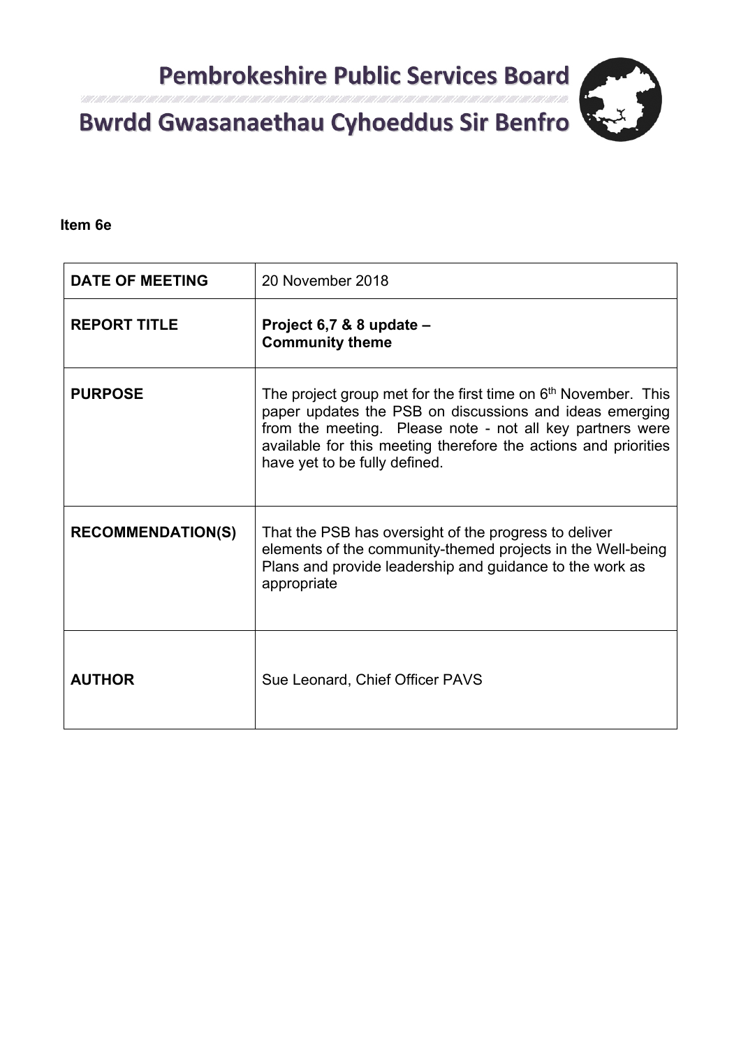# Pembrokeshire Public Services Board

# Bwrdd Gwasanaethau Cyhoeddus Sir Benfro

**Item 6e**

| | |
|---|---|
| **DATE OF MEETING** | 20 November 2018 |
| **REPORT TITLE** | **Project 6,7 & 8 update – Community theme** |
| **PURPOSE** | The project group met for the first time on 6th November. This paper updates the PSB on discussions and ideas emerging from the meeting. Please note - not all key partners were available for this meeting therefore the actions and priorities have yet to be fully defined. |
| **RECOMMENDATION(S)** | That the PSB has oversight of the progress to deliver elements of the community-themed projects in the Well-being Plans and provide leadership and guidance to the work as appropriate |
| **AUTHOR** | Sue Leonard, Chief Officer PAVS |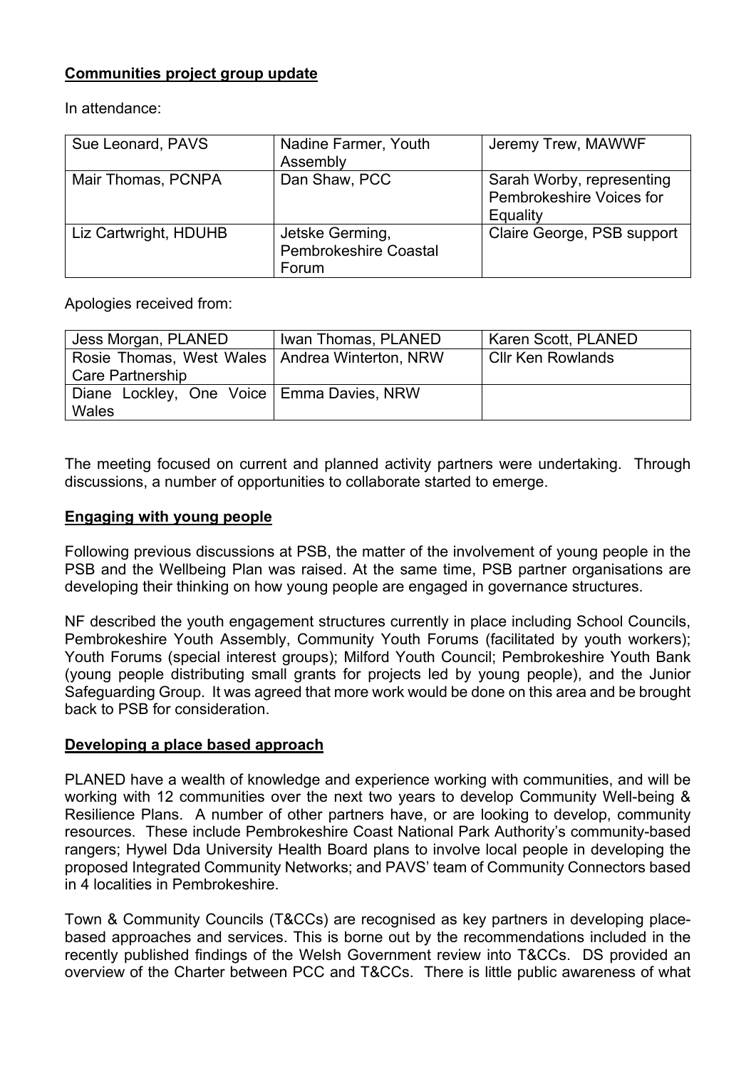**Communities project group update**

In attendance:

| Sue Leonard, PAVS | Nadine Farmer, Youth Assembly | Jeremy Trew, MAWWF |
|---|---|---|
| Mair Thomas, PCNPA | Dan Shaw, PCC | Sarah Worby, representing Pembrokeshire Voices for Equality |
| Liz Cartwright, HDUHB | Jetske Germing, Pembrokeshire Coastal Forum | Claire George, PSB support |

Apologies received from:

| Jess Morgan, PLANED | Iwan Thomas, PLANED | Karen Scott, PLANED |
|---|---|---|
| Rosie Thomas, West Wales Care Partnership | Andrea Winterton, NRW | Cllr Ken Rowlands |
| Diane Lockley, One Voice Wales | Emma Davies, NRW | |

The meeting focused on current and planned activity partners were undertaking. Through discussions, a number of opportunities to collaborate started to emerge.

**Engaging with young people**

Following previous discussions at PSB, the matter of the involvement of young people in the PSB and the Wellbeing Plan was raised. At the same time, PSB partner organisations are developing their thinking on how young people are engaged in governance structures.

NF described the youth engagement structures currently in place including School Councils, Pembrokeshire Youth Assembly, Community Youth Forums (facilitated by youth workers); Youth Forums (special interest groups); Milford Youth Council; Pembrokeshire Youth Bank (young people distributing small grants for projects led by young people), and the Junior Safeguarding Group. It was agreed that more work would be done on this area and be brought back to PSB for consideration.

**Developing a place based approach**

PLANED have a wealth of knowledge and experience working with communities, and will be working with 12 communities over the next two years to develop Community Well-being & Resilience Plans. A number of other partners have, or are looking to develop, community resources. These include Pembrokeshire Coast National Park Authority's community-based rangers; Hywel Dda University Health Board plans to involve local people in developing the proposed Integrated Community Networks; and PAVS' team of Community Connectors based in 4 localities in Pembrokeshire.

Town & Community Councils (T&CCs) are recognised as key partners in developing place-based approaches and services. This is borne out by the recommendations included in the recently published findings of the Welsh Government review into T&CCs. DS provided an overview of the Charter between PCC and T&CCs. There is little public awareness of what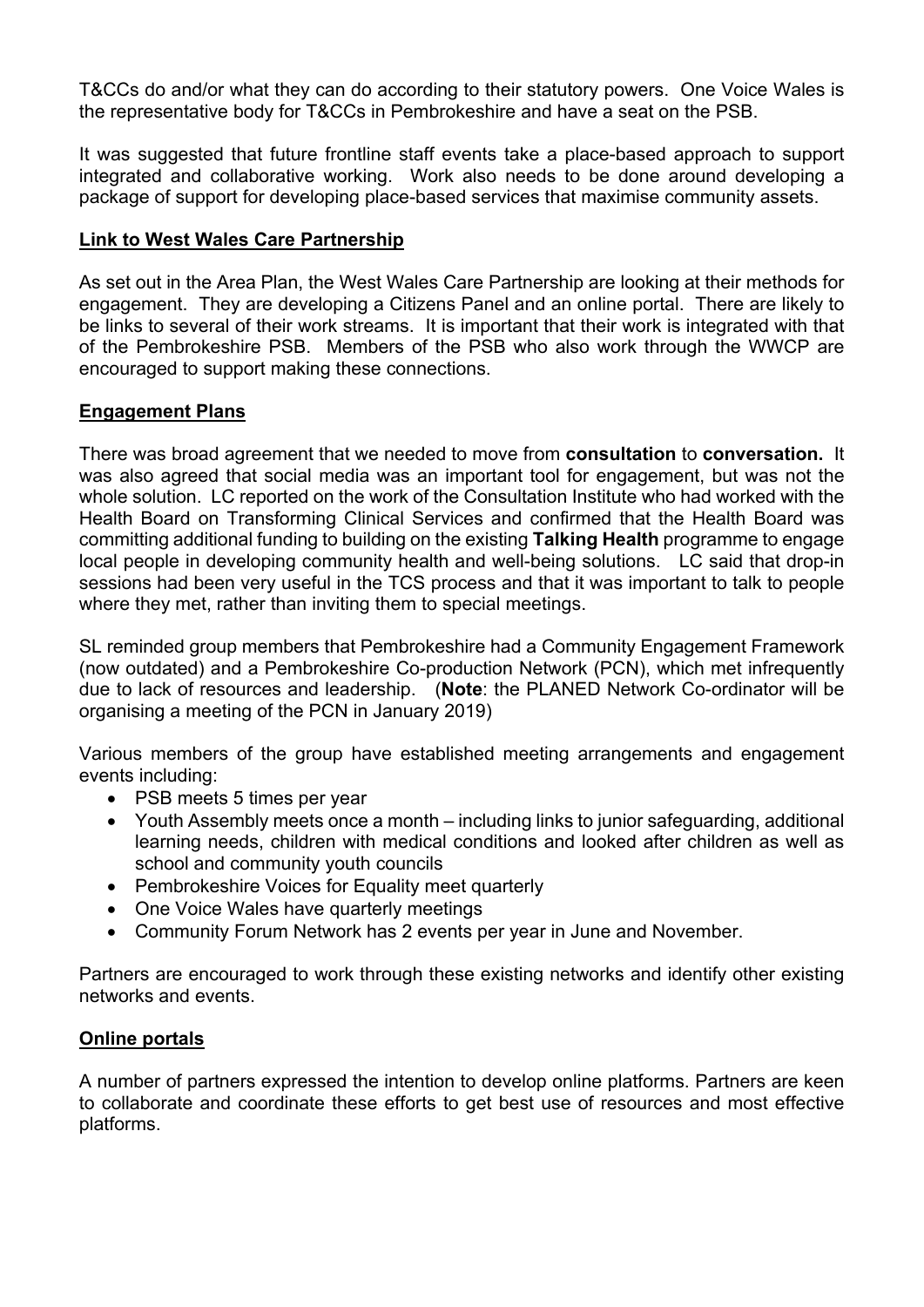T&CCs do and/or what they can do according to their statutory powers. One Voice Wales is the representative body for T&CCs in Pembrokeshire and have a seat on the PSB.

It was suggested that future frontline staff events take a place-based approach to support integrated and collaborative working. Work also needs to be done around developing a package of support for developing place-based services that maximise community assets.

## Link to West Wales Care Partnership

As set out in the Area Plan, the West Wales Care Partnership are looking at their methods for engagement. They are developing a Citizens Panel and an online portal. There are likely to be links to several of their work streams. It is important that their work is integrated with that of the Pembrokeshire PSB. Members of the PSB who also work through the WWCP are encouraged to support making these connections.

## Engagement Plans

There was broad agreement that we needed to move from **consultation** to **conversation.** It was also agreed that social media was an important tool for engagement, but was not the whole solution. LC reported on the work of the Consultation Institute who had worked with the Health Board on Transforming Clinical Services and confirmed that the Health Board was committing additional funding to building on the existing **Talking Health** programme to engage local people in developing community health and well-being solutions. LC said that drop-in sessions had been very useful in the TCS process and that it was important to talk to people where they met, rather than inviting them to special meetings.

SL reminded group members that Pembrokeshire had a Community Engagement Framework (now outdated) and a Pembrokeshire Co-production Network (PCN), which met infrequently due to lack of resources and leadership. (**Note**: the PLANED Network Co-ordinator will be organising a meeting of the PCN in January 2019)

Various members of the group have established meeting arrangements and engagement events including:

- PSB meets 5 times per year
- Youth Assembly meets once a month – including links to junior safeguarding, additional learning needs, children with medical conditions and looked after children as well as school and community youth councils
- Pembrokeshire Voices for Equality meet quarterly
- One Voice Wales have quarterly meetings
- Community Forum Network has 2 events per year in June and November.

Partners are encouraged to work through these existing networks and identify other existing networks and events.

## Online portals

A number of partners expressed the intention to develop online platforms. Partners are keen to collaborate and coordinate these efforts to get best use of resources and most effective platforms.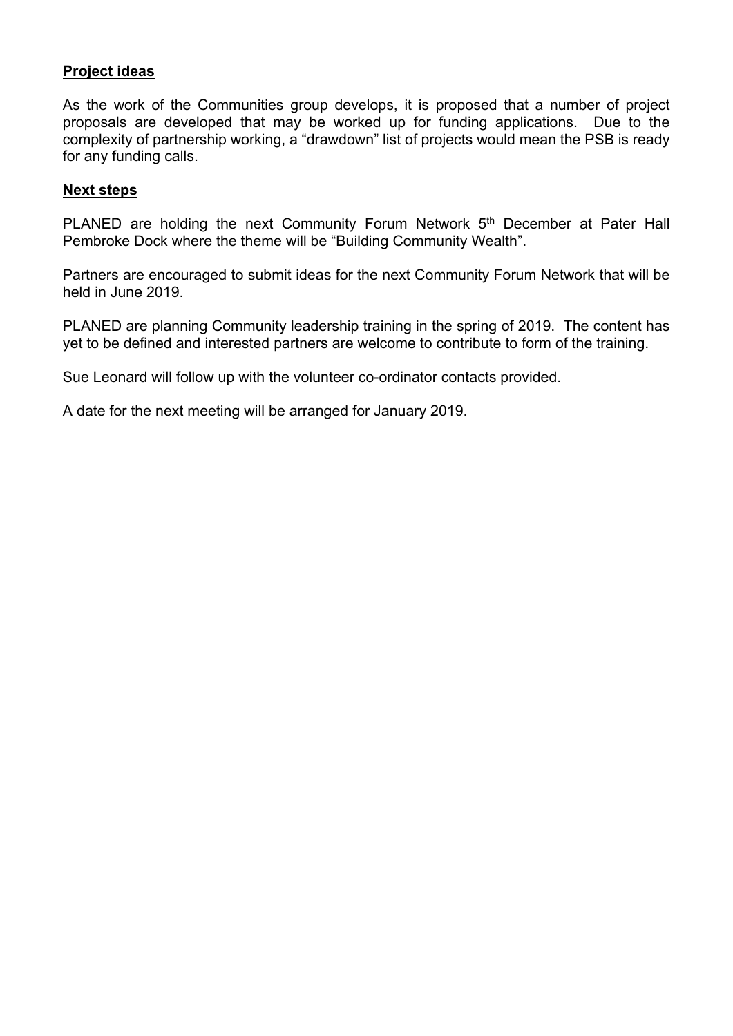**Project ideas**

As the work of the Communities group develops, it is proposed that a number of project proposals are developed that may be worked up for funding applications. Due to the complexity of partnership working, a "drawdown" list of projects would mean the PSB is ready for any funding calls.

**Next steps**

PLANED are holding the next Community Forum Network 5th December at Pater Hall Pembroke Dock where the theme will be "Building Community Wealth".

Partners are encouraged to submit ideas for the next Community Forum Network that will be held in June 2019.

PLANED are planning Community leadership training in the spring of 2019. The content has yet to be defined and interested partners are welcome to contribute to form of the training.

Sue Leonard will follow up with the volunteer co-ordinator contacts provided.

A date for the next meeting will be arranged for January 2019.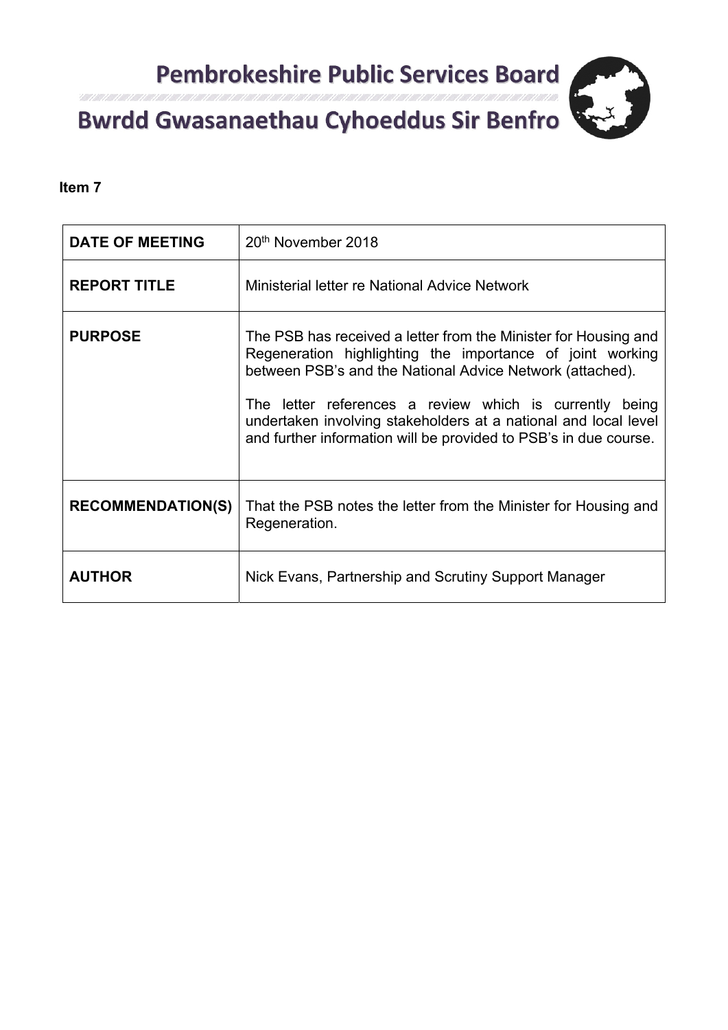# Pembrokeshire Public Services Board

# Bwrdd Gwasanaethau Cyhoeddus Sir Benfro

**Item 7**

| **DATE OF MEETING** | 20th November 2018 |
|---|---|
| **REPORT TITLE** | Ministerial letter re National Advice Network |
| **PURPOSE** | The PSB has received a letter from the Minister for Housing and Regeneration highlighting the importance of joint working between PSB's and the National Advice Network (attached).<br><br>The letter references a review which is currently being undertaken involving stakeholders at a national and local level and further information will be provided to PSB's in due course. |
| **RECOMMENDATION(S)** | That the PSB notes the letter from the Minister for Housing and Regeneration. |
| **AUTHOR** | Nick Evans, Partnership and Scrutiny Support Manager |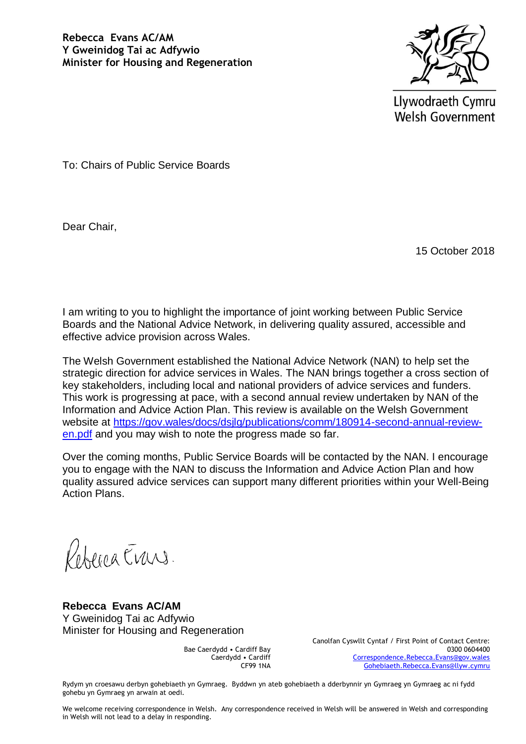**Rebecca Evans AC/AM**
**Y Gweinidog Tai ac Adfywio**
**Minister for Housing and Regeneration**

Llywodraeth Cymru
Welsh Government

To: Chairs of Public Service Boards

Dear Chair,

15 October 2018

I am writing to you to highlight the importance of joint working between Public Service Boards and the National Advice Network, in delivering quality assured, accessible and effective advice provision across Wales.

The Welsh Government established the National Advice Network (NAN) to help set the strategic direction for advice services in Wales. The NAN brings together a cross section of key stakeholders, including local and national providers of advice services and funders. This work is progressing at pace, with a second annual review undertaken by NAN of the Information and Advice Action Plan. This review is available on the Welsh Government website at [https://gov.wales/docs/dsjlg/publications/comm/180914-second-annual-review-en.pdf](https://gov.wales/docs/dsjlg/publications/comm/180914-second-annual-review-en.pdf) and you may wish to note the progress made so far.

Over the coming months, Public Service Boards will be contacted by the NAN. I encourage you to engage with the NAN to discuss the Information and Advice Action Plan and how quality assured advice services can support many different priorities within your Well-Being Action Plans.

Rebecca Evans

**Rebecca Evans AC/AM**
Y Gweinidog Tai ac Adfywio
Minister for Housing and Regeneration

Bae Caerdydd • Cardiff Bay
Caerdydd • Cardiff
CF99 1NA

Canolfan Cyswllt Cyntaf / First Point of Contact Centre:
0300 0604400
Correspondence.Rebecca.Evans@gov.wales
Gohebiaeth.Rebecca.Evans@llyw.cymru

Rydym yn croesawu derbyn gohebiaeth yn Gymraeg. Byddwn yn ateb gohebiaeth a dderbynnir yn Gymraeg yn Gymraeg ac ni fydd gohebu yn Gymraeg yn arwain at oedi.

We welcome receiving correspondence in Welsh. Any correspondence received in Welsh will be answered in Welsh and corresponding in Welsh will not lead to a delay in responding.